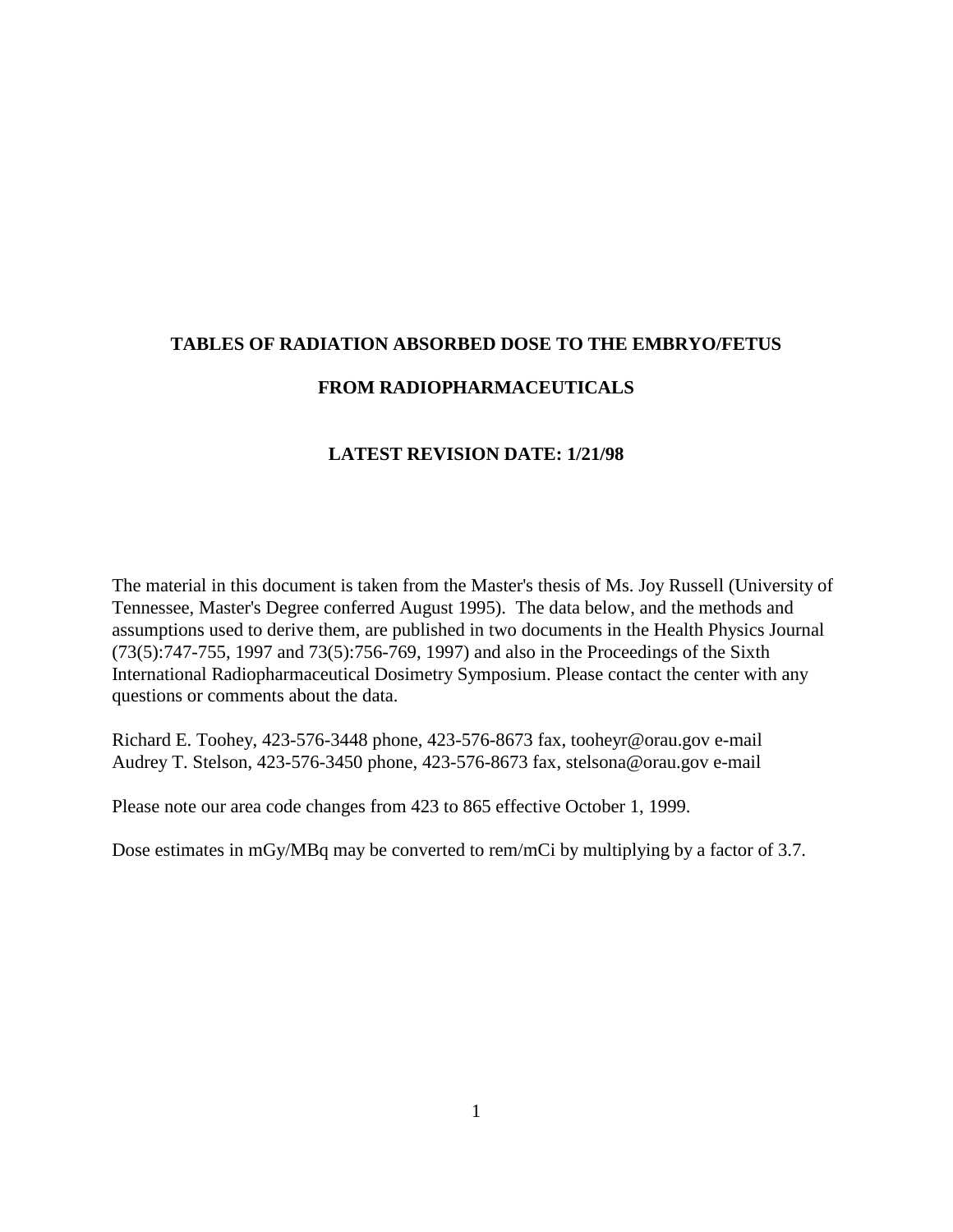# TABLES OF RADIATION ABSORBED DOSE TO THE EMBRYO/FETUS FROM RADIOPHARMACEUTICALS

**LATEST REVISION DATE: 1/21/98**

The material in this document is taken from the Master's thesis of Ms. Joy Russell (University of Tennessee, Master's Degree conferred August 1995). The data below, and the methods and assumptions used to derive them, are published in two documents in the Health Physics Journal (73(5):747-755, 1997 and 73(5):756-769, 1997) and also in the Proceedings of the Sixth International Radiopharmaceutical Dosimetry Symposium. Please contact the center with any questions or comments about the data.

Richard E. Toohey, 423-576-3448 phone, 423-576-8673 fax, tooheyr@orau.gov e-mail
Audrey T. Stelson, 423-576-3450 phone, 423-576-8673 fax, stelsona@orau.gov e-mail

Please note our area code changes from 423 to 865 effective October 1, 1999.

Dose estimates in mGy/MBq may be converted to rem/mCi by multiplying by a factor of 3.7.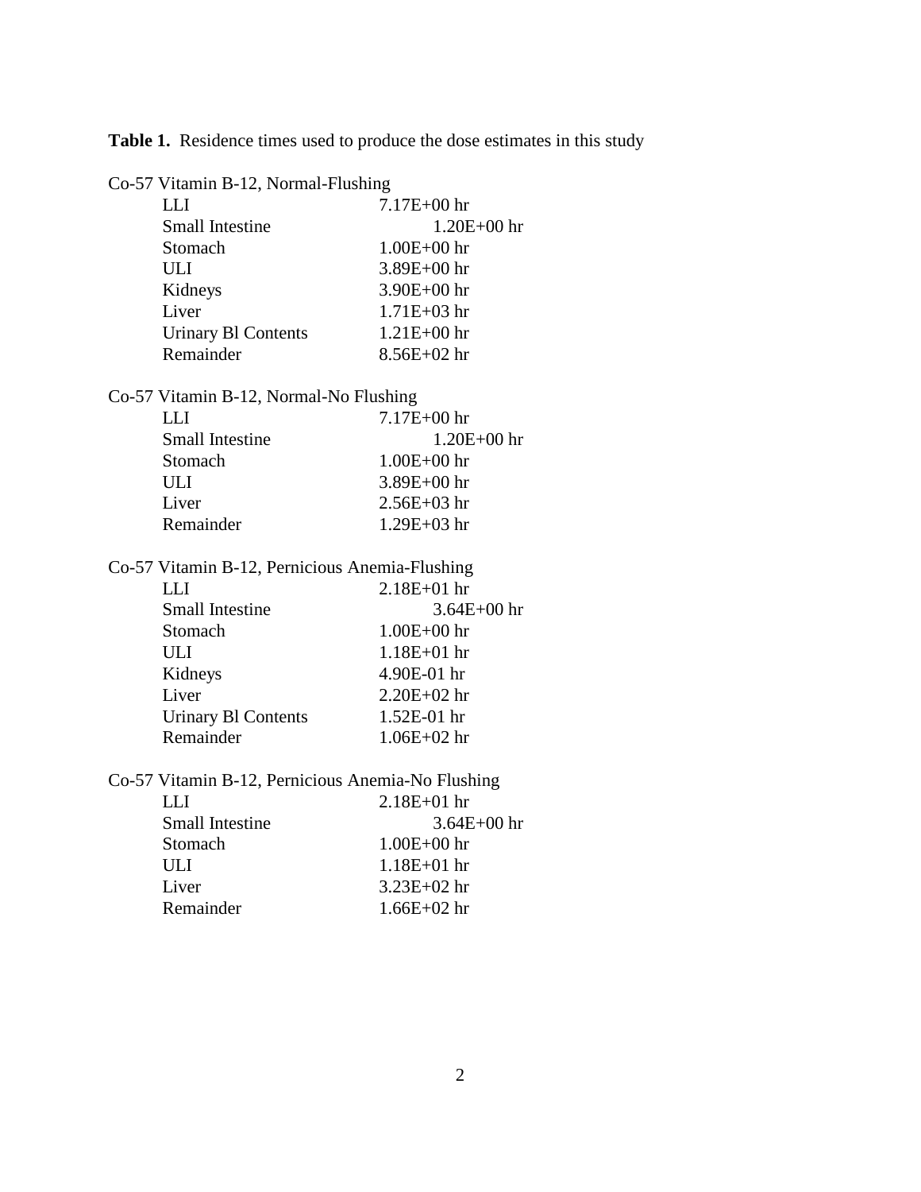**Table 1.** Residence times used to produce the dose estimates in this study

Co-57 Vitamin B-12, Normal-Flushing

| Organ | Residence time |
|---|---|
| LLI | 7.17E+00 hr |
| Small Intestine | 1.20E+00 hr |
| Stomach | 1.00E+00 hr |
| ULI | 3.89E+00 hr |
| Kidneys | 3.90E+00 hr |
| Liver | 1.71E+03 hr |
| Urinary Bl Contents | 1.21E+00 hr |
| Remainder | 8.56E+02 hr |

Co-57 Vitamin B-12, Normal-No Flushing

| Organ | Residence time |
|---|---|
| LLI | 7.17E+00 hr |
| Small Intestine | 1.20E+00 hr |
| Stomach | 1.00E+00 hr |
| ULI | 3.89E+00 hr |
| Liver | 2.56E+03 hr |
| Remainder | 1.29E+03 hr |

Co-57 Vitamin B-12, Pernicious Anemia-Flushing

| Organ | Residence time |
|---|---|
| LLI | 2.18E+01 hr |
| Small Intestine | 3.64E+00 hr |
| Stomach | 1.00E+00 hr |
| ULI | 1.18E+01 hr |
| Kidneys | 4.90E-01 hr |
| Liver | 2.20E+02 hr |
| Urinary Bl Contents | 1.52E-01 hr |
| Remainder | 1.06E+02 hr |

Co-57 Vitamin B-12, Pernicious Anemia-No Flushing

| Organ | Residence time |
|---|---|
| LLI | 2.18E+01 hr |
| Small Intestine | 3.64E+00 hr |
| Stomach | 1.00E+00 hr |
| ULI | 1.18E+01 hr |
| Liver | 3.23E+02 hr |
| Remainder | 1.66E+02 hr |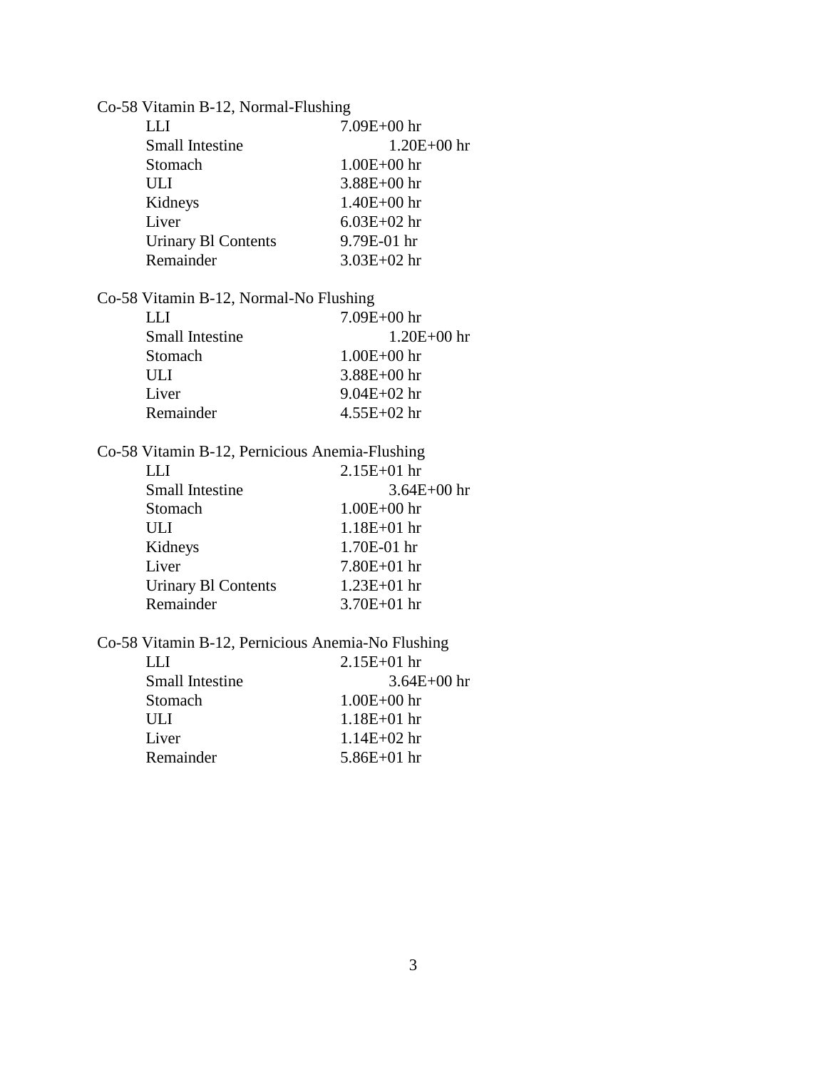Co-58 Vitamin B-12, Normal-Flushing

| | |
|---|---|
| LLI | 7.09E+00 hr |
| Small Intestine | 1.20E+00 hr |
| Stomach | 1.00E+00 hr |
| ULI | 3.88E+00 hr |
| Kidneys | 1.40E+00 hr |
| Liver | 6.03E+02 hr |
| Urinary Bl Contents | 9.79E-01 hr |
| Remainder | 3.03E+02 hr |

Co-58 Vitamin B-12, Normal-No Flushing

| | |
|---|---|
| LLI | 7.09E+00 hr |
| Small Intestine | 1.20E+00 hr |
| Stomach | 1.00E+00 hr |
| ULI | 3.88E+00 hr |
| Liver | 9.04E+02 hr |
| Remainder | 4.55E+02 hr |

Co-58 Vitamin B-12, Pernicious Anemia-Flushing

| | |
|---|---|
| LLI | 2.15E+01 hr |
| Small Intestine | 3.64E+00 hr |
| Stomach | 1.00E+00 hr |
| ULI | 1.18E+01 hr |
| Kidneys | 1.70E-01 hr |
| Liver | 7.80E+01 hr |
| Urinary Bl Contents | 1.23E+01 hr |
| Remainder | 3.70E+01 hr |

Co-58 Vitamin B-12, Pernicious Anemia-No Flushing

| | |
|---|---|
| LLI | 2.15E+01 hr |
| Small Intestine | 3.64E+00 hr |
| Stomach | 1.00E+00 hr |
| ULI | 1.18E+01 hr |
| Liver | 1.14E+02 hr |
| Remainder | 5.86E+01 hr |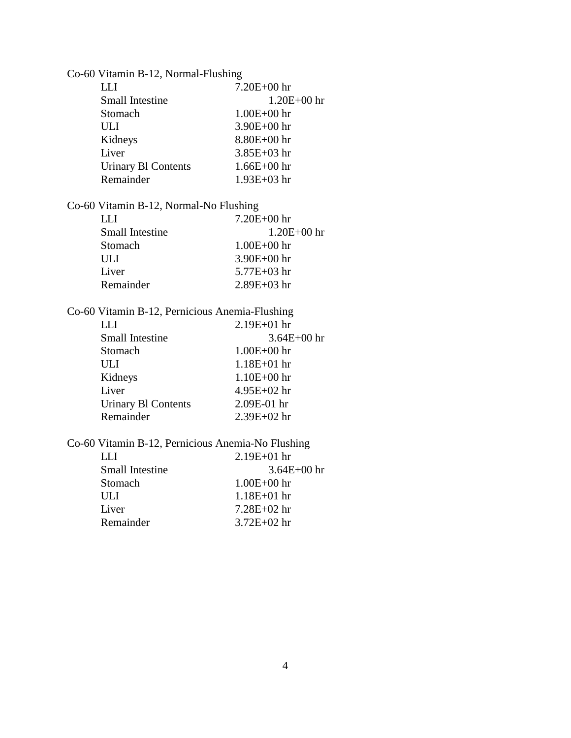Co-60 Vitamin B-12, Normal-Flushing

| | |
|---|---|
| LLI | 7.20E+00 hr |
| Small Intestine | 1.20E+00 hr |
| Stomach | 1.00E+00 hr |
| ULI | 3.90E+00 hr |
| Kidneys | 8.80E+00 hr |
| Liver | 3.85E+03 hr |
| Urinary Bl Contents | 1.66E+00 hr |
| Remainder | 1.93E+03 hr |

Co-60 Vitamin B-12, Normal-No Flushing

| | |
|---|---|
| LLI | 7.20E+00 hr |
| Small Intestine | 1.20E+00 hr |
| Stomach | 1.00E+00 hr |
| ULI | 3.90E+00 hr |
| Liver | 5.77E+03 hr |
| Remainder | 2.89E+03 hr |

Co-60 Vitamin B-12, Pernicious Anemia-Flushing

| | |
|---|---|
| LLI | 2.19E+01 hr |
| Small Intestine | 3.64E+00 hr |
| Stomach | 1.00E+00 hr |
| ULI | 1.18E+01 hr |
| Kidneys | 1.10E+00 hr |
| Liver | 4.95E+02 hr |
| Urinary Bl Contents | 2.09E-01 hr |
| Remainder | 2.39E+02 hr |

Co-60 Vitamin B-12, Pernicious Anemia-No Flushing

| | |
|---|---|
| LLI | 2.19E+01 hr |
| Small Intestine | 3.64E+00 hr |
| Stomach | 1.00E+00 hr |
| ULI | 1.18E+01 hr |
| Liver | 7.28E+02 hr |
| Remainder | 3.72E+02 hr |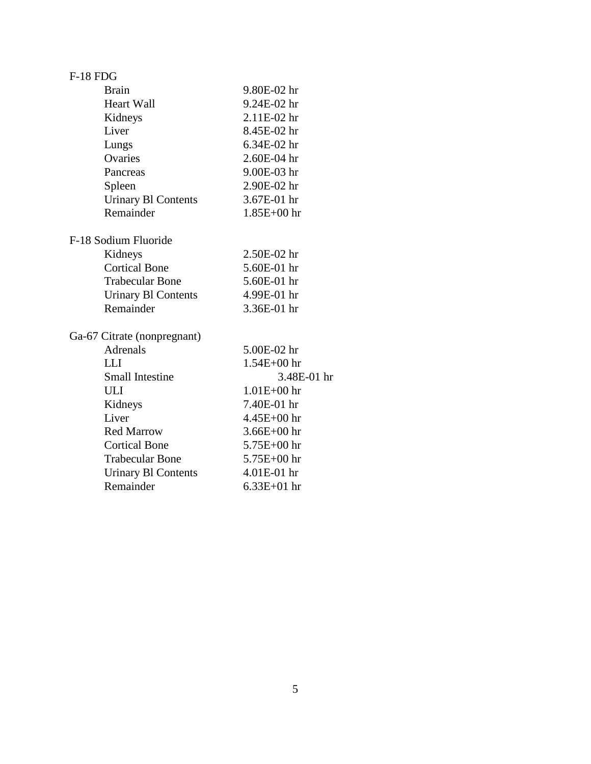F-18 FDG

| | |
|---|---|
| Brain | 9.80E-02 hr |
| Heart Wall | 9.24E-02 hr |
| Kidneys | 2.11E-02 hr |
| Liver | 8.45E-02 hr |
| Lungs | 6.34E-02 hr |
| Ovaries | 2.60E-04 hr |
| Pancreas | 9.00E-03 hr |
| Spleen | 2.90E-02 hr |
| Urinary Bl Contents | 3.67E-01 hr |
| Remainder | 1.85E+00 hr |

F-18 Sodium Fluoride

| | |
|---|---|
| Kidneys | 2.50E-02 hr |
| Cortical Bone | 5.60E-01 hr |
| Trabecular Bone | 5.60E-01 hr |
| Urinary Bl Contents | 4.99E-01 hr |
| Remainder | 3.36E-01 hr |

Ga-67 Citrate (nonpregnant)

| | |
|---|---|
| Adrenals | 5.00E-02 hr |
| LLI | 1.54E+00 hr |
| Small Intestine | 3.48E-01 hr |
| ULI | 1.01E+00 hr |
| Kidneys | 7.40E-01 hr |
| Liver | 4.45E+00 hr |
| Red Marrow | 3.66E+00 hr |
| Cortical Bone | 5.75E+00 hr |
| Trabecular Bone | 5.75E+00 hr |
| Urinary Bl Contents | 4.01E-01 hr |
| Remainder | 6.33E+01 hr |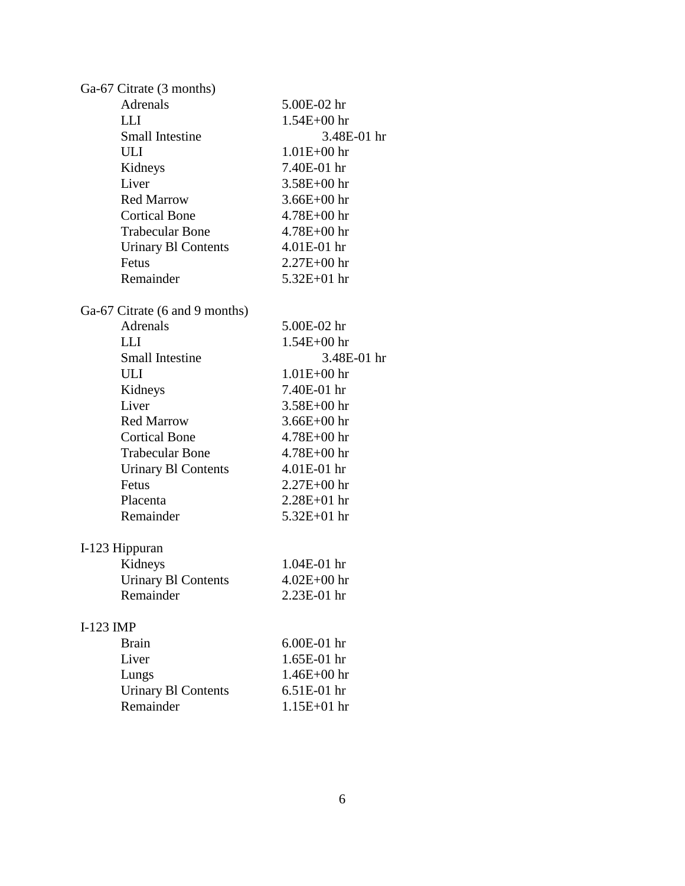Ga-67 Citrate (3 months)

| | |
|---|---|
| Adrenals | 5.00E-02 hr |
| LLI | 1.54E+00 hr |
| Small Intestine | 3.48E-01 hr |
| ULI | 1.01E+00 hr |
| Kidneys | 7.40E-01 hr |
| Liver | 3.58E+00 hr |
| Red Marrow | 3.66E+00 hr |
| Cortical Bone | 4.78E+00 hr |
| Trabecular Bone | 4.78E+00 hr |
| Urinary Bl Contents | 4.01E-01 hr |
| Fetus | 2.27E+00 hr |
| Remainder | 5.32E+01 hr |

Ga-67 Citrate (6 and 9 months)

| | |
|---|---|
| Adrenals | 5.00E-02 hr |
| LLI | 1.54E+00 hr |
| Small Intestine | 3.48E-01 hr |
| ULI | 1.01E+00 hr |
| Kidneys | 7.40E-01 hr |
| Liver | 3.58E+00 hr |
| Red Marrow | 3.66E+00 hr |
| Cortical Bone | 4.78E+00 hr |
| Trabecular Bone | 4.78E+00 hr |
| Urinary Bl Contents | 4.01E-01 hr |
| Fetus | 2.27E+00 hr |
| Placenta | 2.28E+01 hr |
| Remainder | 5.32E+01 hr |

I-123 Hippuran

| | |
|---|---|
| Kidneys | 1.04E-01 hr |
| Urinary Bl Contents | 4.02E+00 hr |
| Remainder | 2.23E-01 hr |

I-123 IMP

| | |
|---|---|
| Brain | 6.00E-01 hr |
| Liver | 1.65E-01 hr |
| Lungs | 1.46E+00 hr |
| Urinary Bl Contents | 6.51E-01 hr |
| Remainder | 1.15E+01 hr |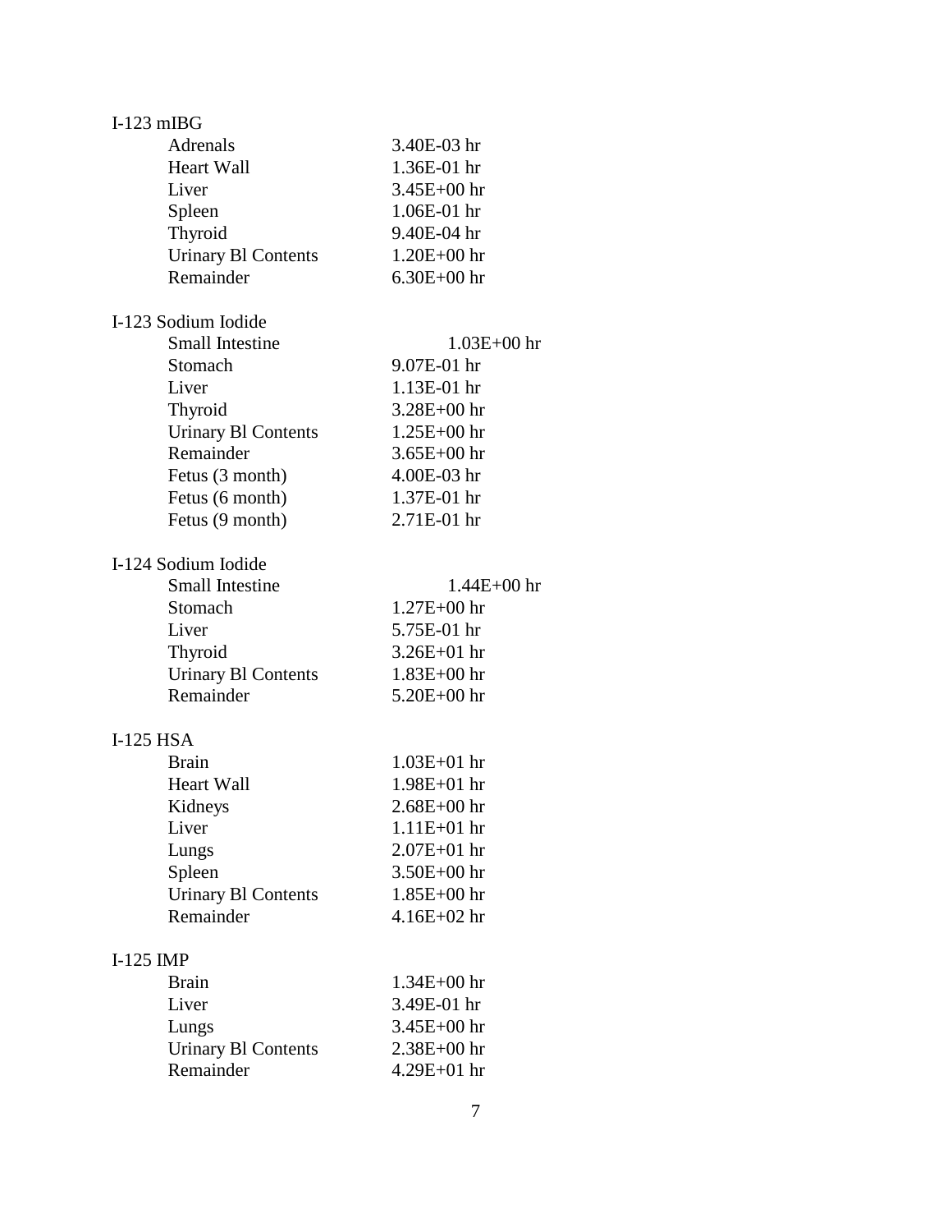I-123 mIBG

| | |
|---|---|
| Adrenals | 3.40E-03 hr |
| Heart Wall | 1.36E-01 hr |
| Liver | 3.45E+00 hr |
| Spleen | 1.06E-01 hr |
| Thyroid | 9.40E-04 hr |
| Urinary Bl Contents | 1.20E+00 hr |
| Remainder | 6.30E+00 hr |

I-123 Sodium Iodide

| | |
|---|---|
| Small Intestine | 1.03E+00 hr |
| Stomach | 9.07E-01 hr |
| Liver | 1.13E-01 hr |
| Thyroid | 3.28E+00 hr |
| Urinary Bl Contents | 1.25E+00 hr |
| Remainder | 3.65E+00 hr |
| Fetus (3 month) | 4.00E-03 hr |
| Fetus (6 month) | 1.37E-01 hr |
| Fetus (9 month) | 2.71E-01 hr |

I-124 Sodium Iodide

| | |
|---|---|
| Small Intestine | 1.44E+00 hr |
| Stomach | 1.27E+00 hr |
| Liver | 5.75E-01 hr |
| Thyroid | 3.26E+01 hr |
| Urinary Bl Contents | 1.83E+00 hr |
| Remainder | 5.20E+00 hr |

I-125 HSA

| | |
|---|---|
| Brain | 1.03E+01 hr |
| Heart Wall | 1.98E+01 hr |
| Kidneys | 2.68E+00 hr |
| Liver | 1.11E+01 hr |
| Lungs | 2.07E+01 hr |
| Spleen | 3.50E+00 hr |
| Urinary Bl Contents | 1.85E+00 hr |
| Remainder | 4.16E+02 hr |

I-125 IMP

| | |
|---|---|
| Brain | 1.34E+00 hr |
| Liver | 3.49E-01 hr |
| Lungs | 3.45E+00 hr |
| Urinary Bl Contents | 2.38E+00 hr |
| Remainder | 4.29E+01 hr |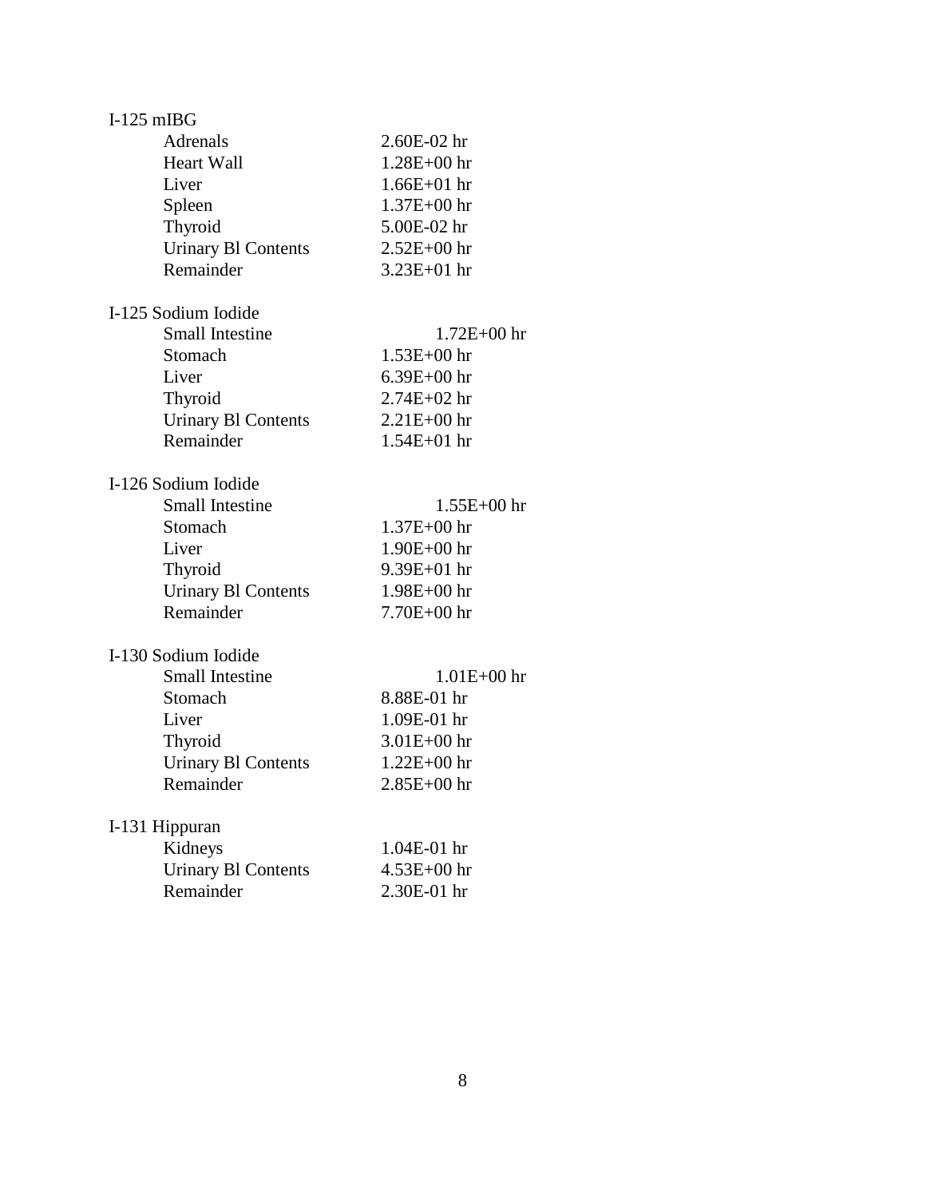I-125 mIBG

| | |
|---|---|
| Adrenals | 2.60E-02 hr |
| Heart Wall | 1.28E+00 hr |
| Liver | 1.66E+01 hr |
| Spleen | 1.37E+00 hr |
| Thyroid | 5.00E-02 hr |
| Urinary Bl Contents | 2.52E+00 hr |
| Remainder | 3.23E+01 hr |

I-125 Sodium Iodide

| | |
|---|---|
| Small Intestine | 1.72E+00 hr |
| Stomach | 1.53E+00 hr |
| Liver | 6.39E+00 hr |
| Thyroid | 2.74E+02 hr |
| Urinary Bl Contents | 2.21E+00 hr |
| Remainder | 1.54E+01 hr |

I-126 Sodium Iodide

| | |
|---|---|
| Small Intestine | 1.55E+00 hr |
| Stomach | 1.37E+00 hr |
| Liver | 1.90E+00 hr |
| Thyroid | 9.39E+01 hr |
| Urinary Bl Contents | 1.98E+00 hr |
| Remainder | 7.70E+00 hr |

I-130 Sodium Iodide

| | |
|---|---|
| Small Intestine | 1.01E+00 hr |
| Stomach | 8.88E-01 hr |
| Liver | 1.09E-01 hr |
| Thyroid | 3.01E+00 hr |
| Urinary Bl Contents | 1.22E+00 hr |
| Remainder | 2.85E+00 hr |

I-131 Hippuran

| | |
|---|---|
| Kidneys | 1.04E-01 hr |
| Urinary Bl Contents | 4.53E+00 hr |
| Remainder | 2.30E-01 hr |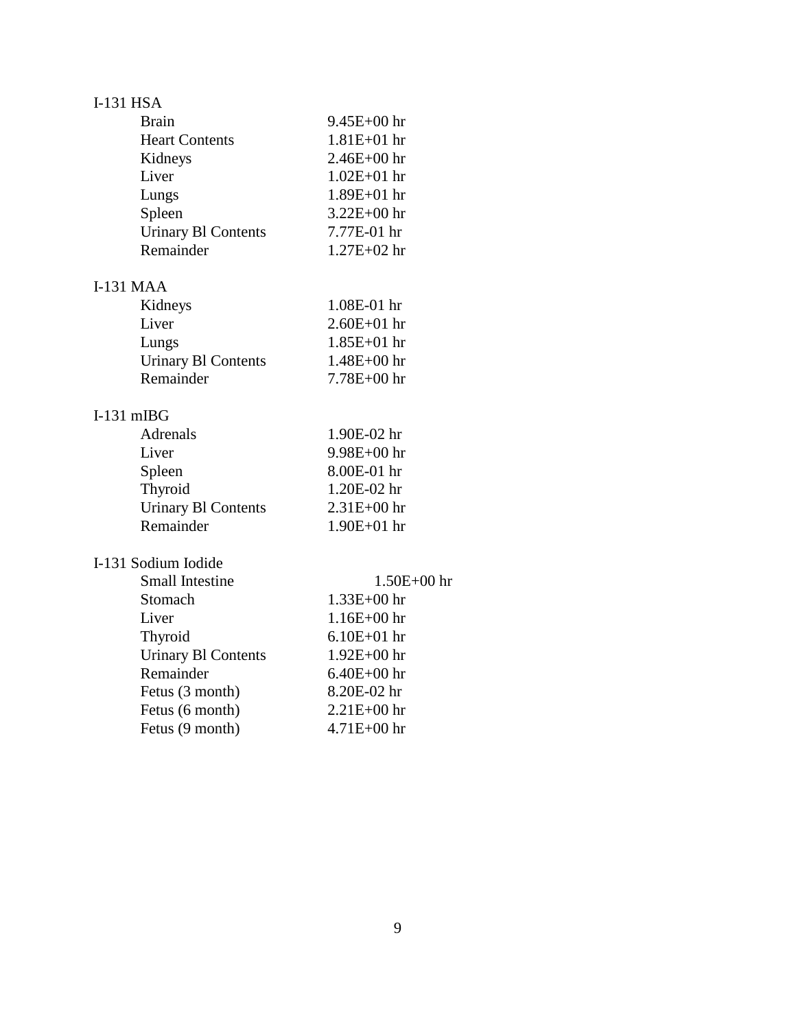I-131 HSA

| | |
|---|---|
| Brain | 9.45E+00 hr |
| Heart Contents | 1.81E+01 hr |
| Kidneys | 2.46E+00 hr |
| Liver | 1.02E+01 hr |
| Lungs | 1.89E+01 hr |
| Spleen | 3.22E+00 hr |
| Urinary Bl Contents | 7.77E-01 hr |
| Remainder | 1.27E+02 hr |

I-131 MAA

| | |
|---|---|
| Kidneys | 1.08E-01 hr |
| Liver | 2.60E+01 hr |
| Lungs | 1.85E+01 hr |
| Urinary Bl Contents | 1.48E+00 hr |
| Remainder | 7.78E+00 hr |

I-131 mIBG

| | |
|---|---|
| Adrenals | 1.90E-02 hr |
| Liver | 9.98E+00 hr |
| Spleen | 8.00E-01 hr |
| Thyroid | 1.20E-02 hr |
| Urinary Bl Contents | 2.31E+00 hr |
| Remainder | 1.90E+01 hr |

I-131 Sodium Iodide

| | |
|---|---|
| Small Intestine | 1.50E+00 hr |
| Stomach | 1.33E+00 hr |
| Liver | 1.16E+00 hr |
| Thyroid | 6.10E+01 hr |
| Urinary Bl Contents | 1.92E+00 hr |
| Remainder | 6.40E+00 hr |
| Fetus (3 month) | 8.20E-02 hr |
| Fetus (6 month) | 2.21E+00 hr |
| Fetus (9 month) | 4.71E+00 hr |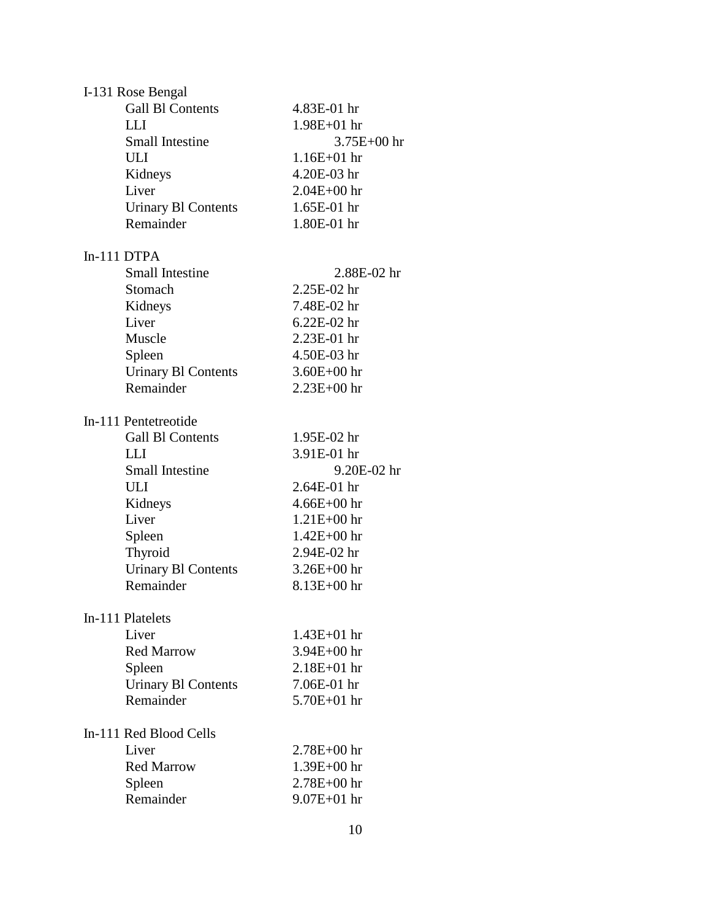I-131 Rose Bengal

| | |
|---|---|
| Gall Bl Contents | 4.83E-01 hr |
| LLI | 1.98E+01 hr |
| Small Intestine | 3.75E+00 hr |
| ULI | 1.16E+01 hr |
| Kidneys | 4.20E-03 hr |
| Liver | 2.04E+00 hr |
| Urinary Bl Contents | 1.65E-01 hr |
| Remainder | 1.80E-01 hr |

In-111 DTPA

| | |
|---|---|
| Small Intestine | 2.88E-02 hr |
| Stomach | 2.25E-02 hr |
| Kidneys | 7.48E-02 hr |
| Liver | 6.22E-02 hr |
| Muscle | 2.23E-01 hr |
| Spleen | 4.50E-03 hr |
| Urinary Bl Contents | 3.60E+00 hr |
| Remainder | 2.23E+00 hr |

In-111 Pentetreotide

| | |
|---|---|
| Gall Bl Contents | 1.95E-02 hr |
| LLI | 3.91E-01 hr |
| Small Intestine | 9.20E-02 hr |
| ULI | 2.64E-01 hr |
| Kidneys | 4.66E+00 hr |
| Liver | 1.21E+00 hr |
| Spleen | 1.42E+00 hr |
| Thyroid | 2.94E-02 hr |
| Urinary Bl Contents | 3.26E+00 hr |
| Remainder | 8.13E+00 hr |

In-111 Platelets

| | |
|---|---|
| Liver | 1.43E+01 hr |
| Red Marrow | 3.94E+00 hr |
| Spleen | 2.18E+01 hr |
| Urinary Bl Contents | 7.06E-01 hr |
| Remainder | 5.70E+01 hr |

In-111 Red Blood Cells

| | |
|---|---|
| Liver | 2.78E+00 hr |
| Red Marrow | 1.39E+00 hr |
| Spleen | 2.78E+00 hr |
| Remainder | 9.07E+01 hr |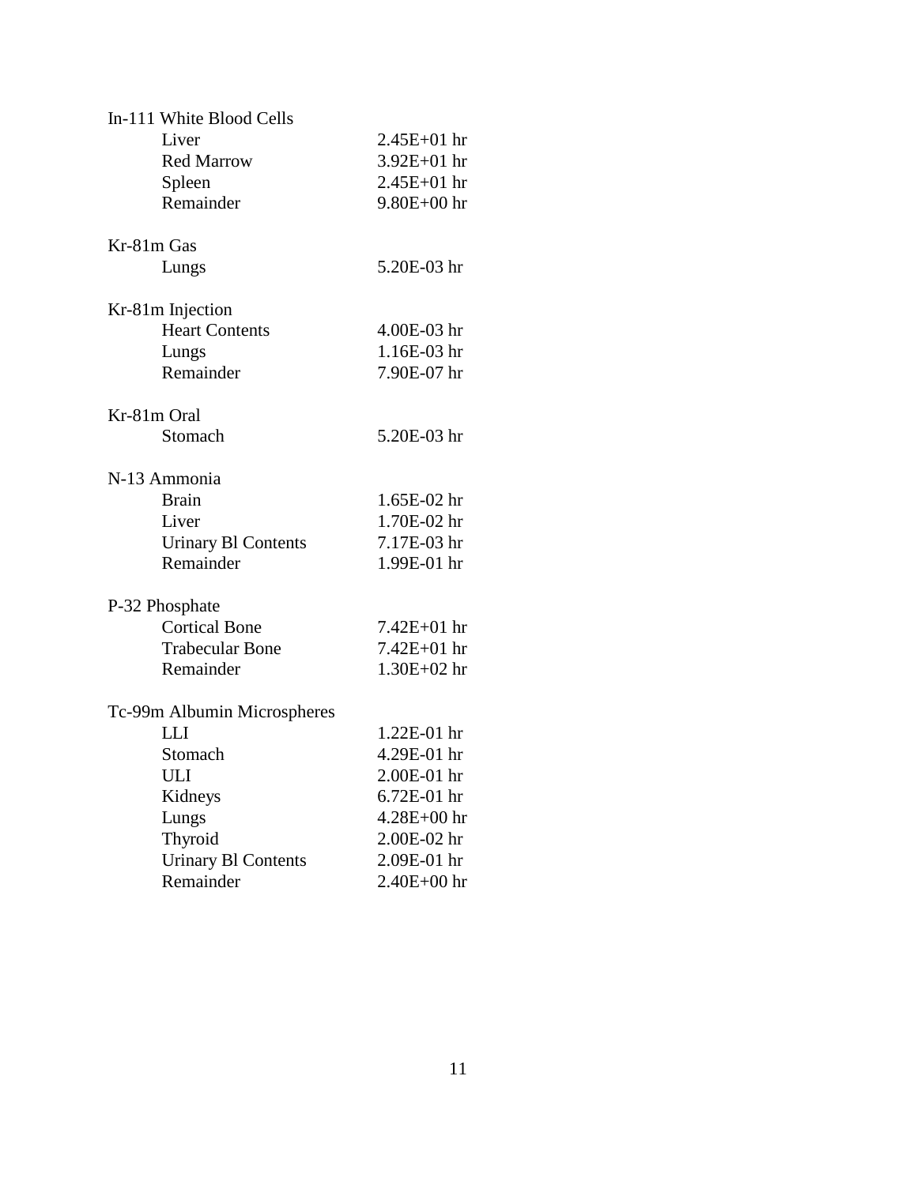In-111 White Blood Cells

| | |
|---|---|
| Liver | 2.45E+01 hr |
| Red Marrow | 3.92E+01 hr |
| Spleen | 2.45E+01 hr |
| Remainder | 9.80E+00 hr |

Kr-81m Gas

| | |
|---|---|
| Lungs | 5.20E-03 hr |

Kr-81m Injection

| | |
|---|---|
| Heart Contents | 4.00E-03 hr |
| Lungs | 1.16E-03 hr |
| Remainder | 7.90E-07 hr |

Kr-81m Oral

| | |
|---|---|
| Stomach | 5.20E-03 hr |

N-13 Ammonia

| | |
|---|---|
| Brain | 1.65E-02 hr |
| Liver | 1.70E-02 hr |
| Urinary Bl Contents | 7.17E-03 hr |
| Remainder | 1.99E-01 hr |

P-32 Phosphate

| | |
|---|---|
| Cortical Bone | 7.42E+01 hr |
| Trabecular Bone | 7.42E+01 hr |
| Remainder | 1.30E+02 hr |

Tc-99m Albumin Microspheres

| | |
|---|---|
| LLI | 1.22E-01 hr |
| Stomach | 4.29E-01 hr |
| ULI | 2.00E-01 hr |
| Kidneys | 6.72E-01 hr |
| Lungs | 4.28E+00 hr |
| Thyroid | 2.00E-02 hr |
| Urinary Bl Contents | 2.09E-01 hr |
| Remainder | 2.40E+00 hr |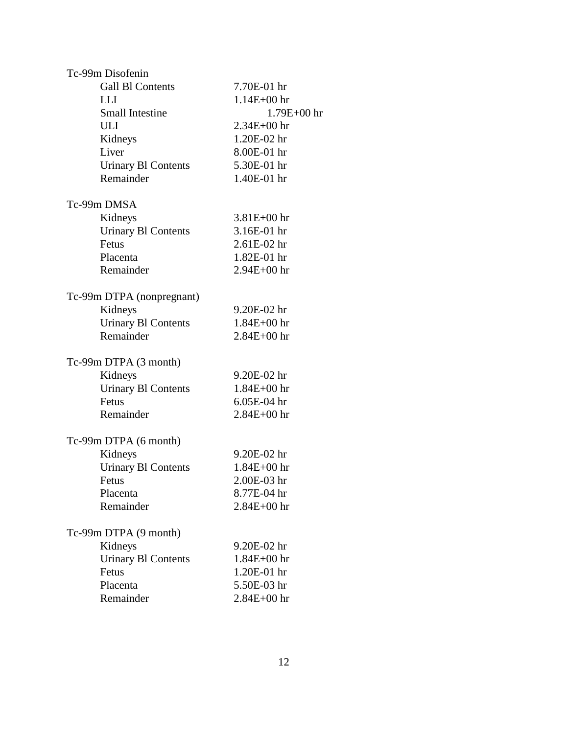Tc-99m Disofenin

| | |
|---|---|
| Gall Bl Contents | 7.70E-01 hr |
| LLI | 1.14E+00 hr |
| Small Intestine | 1.79E+00 hr |
| ULI | 2.34E+00 hr |
| Kidneys | 1.20E-02 hr |
| Liver | 8.00E-01 hr |
| Urinary Bl Contents | 5.30E-01 hr |
| Remainder | 1.40E-01 hr |

Tc-99m DMSA

| | |
|---|---|
| Kidneys | 3.81E+00 hr |
| Urinary Bl Contents | 3.16E-01 hr |
| Fetus | 2.61E-02 hr |
| Placenta | 1.82E-01 hr |
| Remainder | 2.94E+00 hr |

Tc-99m DTPA (nonpregnant)

| | |
|---|---|
| Kidneys | 9.20E-02 hr |
| Urinary Bl Contents | 1.84E+00 hr |
| Remainder | 2.84E+00 hr |

Tc-99m DTPA (3 month)

| | |
|---|---|
| Kidneys | 9.20E-02 hr |
| Urinary Bl Contents | 1.84E+00 hr |
| Fetus | 6.05E-04 hr |
| Remainder | 2.84E+00 hr |

Tc-99m DTPA (6 month)

| | |
|---|---|
| Kidneys | 9.20E-02 hr |
| Urinary Bl Contents | 1.84E+00 hr |
| Fetus | 2.00E-03 hr |
| Placenta | 8.77E-04 hr |
| Remainder | 2.84E+00 hr |

Tc-99m DTPA (9 month)

| | |
|---|---|
| Kidneys | 9.20E-02 hr |
| Urinary Bl Contents | 1.84E+00 hr |
| Fetus | 1.20E-01 hr |
| Placenta | 5.50E-03 hr |
| Remainder | 2.84E+00 hr |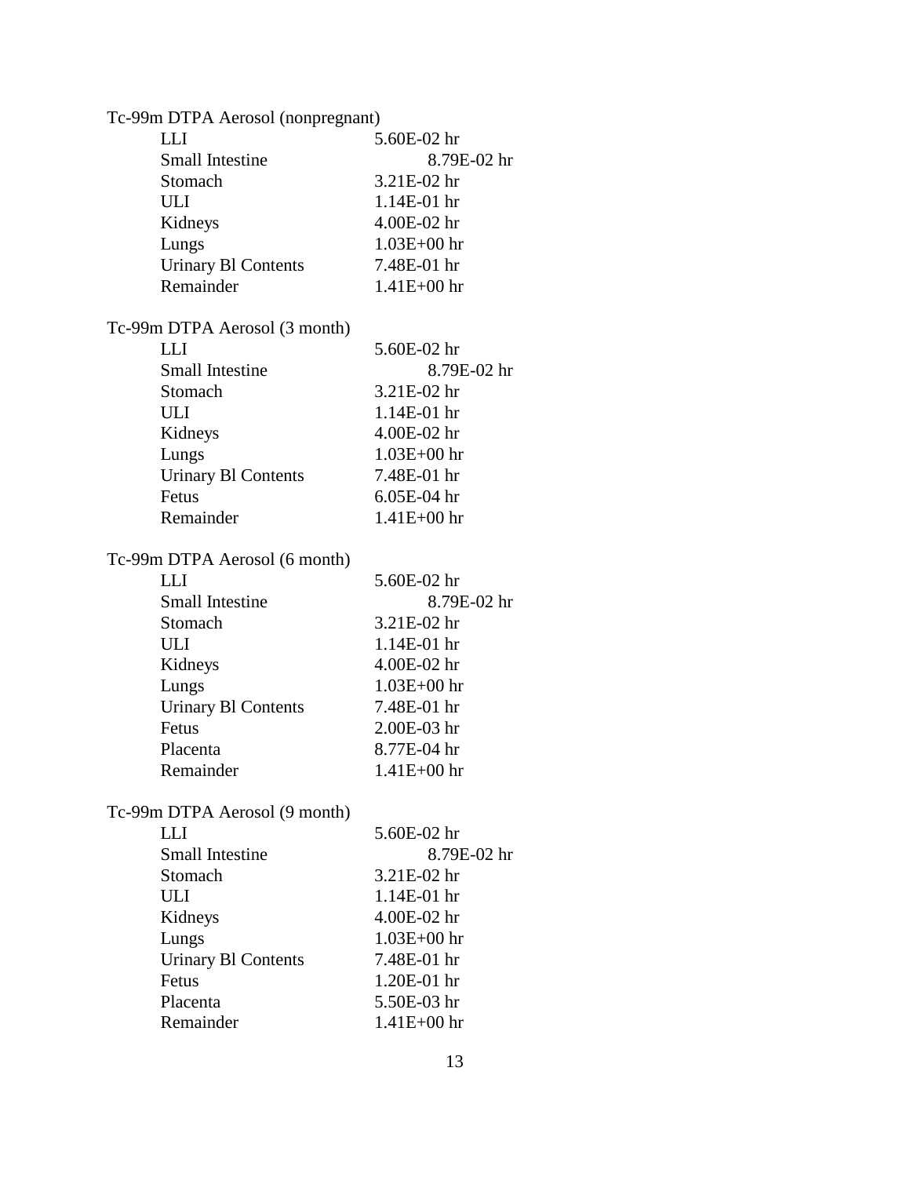Tc-99m DTPA Aerosol (nonpregnant)

| | |
|---|---|
| LLI | 5.60E-02 hr |
| Small Intestine | 8.79E-02 hr |
| Stomach | 3.21E-02 hr |
| ULI | 1.14E-01 hr |
| Kidneys | 4.00E-02 hr |
| Lungs | 1.03E+00 hr |
| Urinary Bl Contents | 7.48E-01 hr |
| Remainder | 1.41E+00 hr |

Tc-99m DTPA Aerosol (3 month)

| | |
|---|---|
| LLI | 5.60E-02 hr |
| Small Intestine | 8.79E-02 hr |
| Stomach | 3.21E-02 hr |
| ULI | 1.14E-01 hr |
| Kidneys | 4.00E-02 hr |
| Lungs | 1.03E+00 hr |
| Urinary Bl Contents | 7.48E-01 hr |
| Fetus | 6.05E-04 hr |
| Remainder | 1.41E+00 hr |

Tc-99m DTPA Aerosol (6 month)

| | |
|---|---|
| LLI | 5.60E-02 hr |
| Small Intestine | 8.79E-02 hr |
| Stomach | 3.21E-02 hr |
| ULI | 1.14E-01 hr |
| Kidneys | 4.00E-02 hr |
| Lungs | 1.03E+00 hr |
| Urinary Bl Contents | 7.48E-01 hr |
| Fetus | 2.00E-03 hr |
| Placenta | 8.77E-04 hr |
| Remainder | 1.41E+00 hr |

Tc-99m DTPA Aerosol (9 month)

| | |
|---|---|
| LLI | 5.60E-02 hr |
| Small Intestine | 8.79E-02 hr |
| Stomach | 3.21E-02 hr |
| ULI | 1.14E-01 hr |
| Kidneys | 4.00E-02 hr |
| Lungs | 1.03E+00 hr |
| Urinary Bl Contents | 7.48E-01 hr |
| Fetus | 1.20E-01 hr |
| Placenta | 5.50E-03 hr |
| Remainder | 1.41E+00 hr |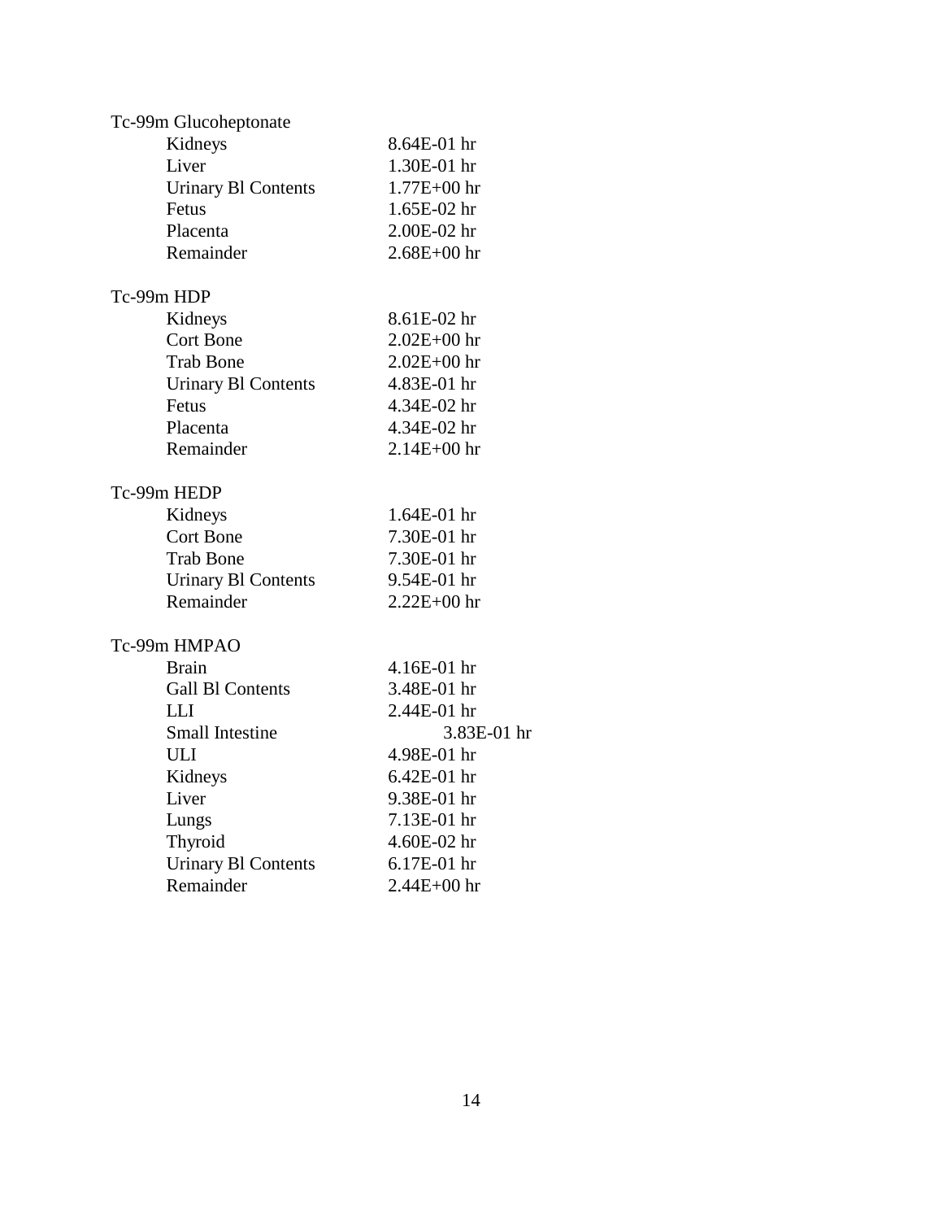Tc-99m Glucoheptonate

| | |
|---|---|
| Kidneys | 8.64E-01 hr |
| Liver | 1.30E-01 hr |
| Urinary Bl Contents | 1.77E+00 hr |
| Fetus | 1.65E-02 hr |
| Placenta | 2.00E-02 hr |
| Remainder | 2.68E+00 hr |

Tc-99m HDP

| | |
|---|---|
| Kidneys | 8.61E-02 hr |
| Cort Bone | 2.02E+00 hr |
| Trab Bone | 2.02E+00 hr |
| Urinary Bl Contents | 4.83E-01 hr |
| Fetus | 4.34E-02 hr |
| Placenta | 4.34E-02 hr |
| Remainder | 2.14E+00 hr |

Tc-99m HEDP

| | |
|---|---|
| Kidneys | 1.64E-01 hr |
| Cort Bone | 7.30E-01 hr |
| Trab Bone | 7.30E-01 hr |
| Urinary Bl Contents | 9.54E-01 hr |
| Remainder | 2.22E+00 hr |

Tc-99m HMPAO

| | |
|---|---|
| Brain | 4.16E-01 hr |
| Gall Bl Contents | 3.48E-01 hr |
| LLI | 2.44E-01 hr |
| Small Intestine | 3.83E-01 hr |
| ULI | 4.98E-01 hr |
| Kidneys | 6.42E-01 hr |
| Liver | 9.38E-01 hr |
| Lungs | 7.13E-01 hr |
| Thyroid | 4.60E-02 hr |
| Urinary Bl Contents | 6.17E-01 hr |
| Remainder | 2.44E+00 hr |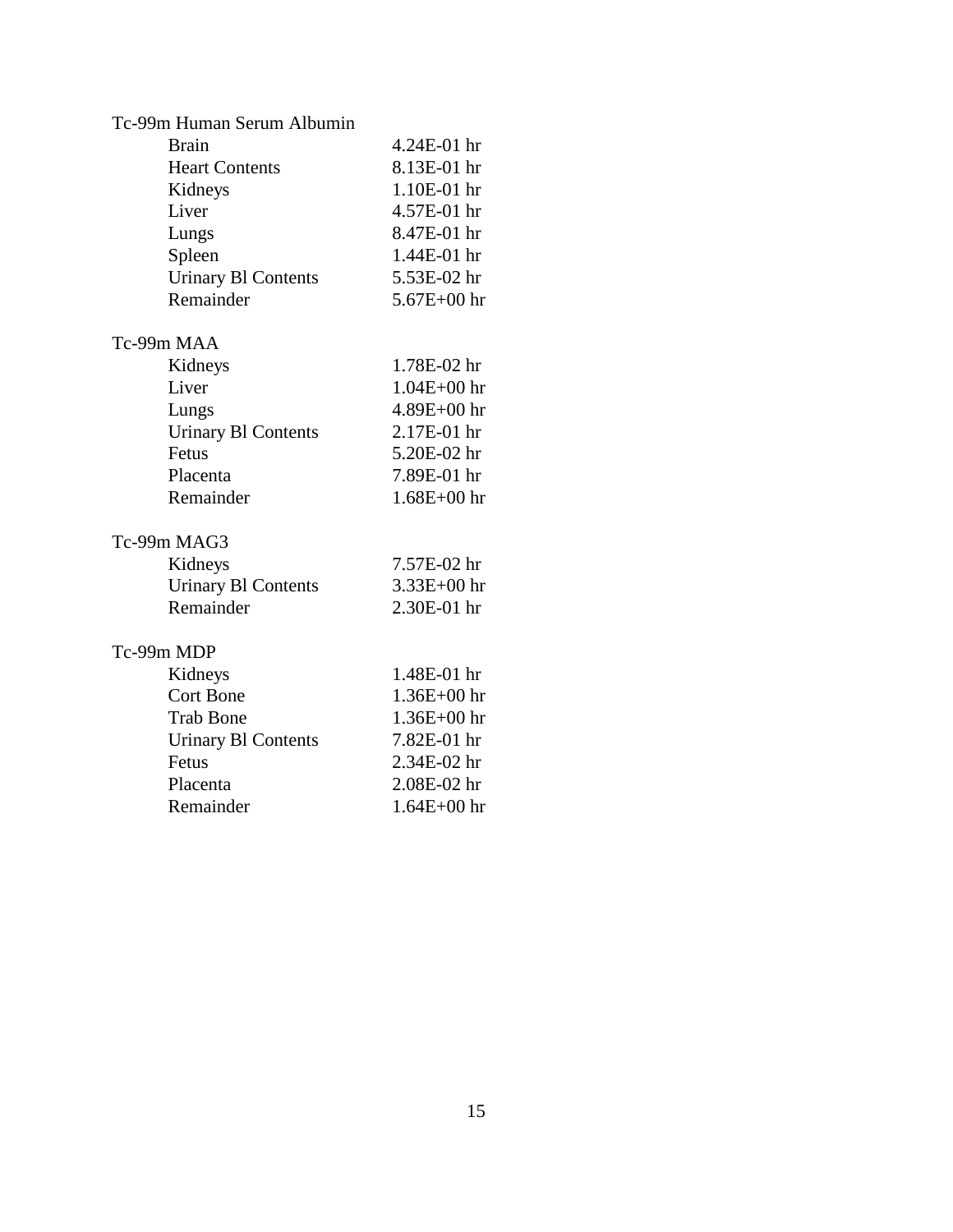Tc-99m Human Serum Albumin

| | |
|---|---|
| Brain | 4.24E-01 hr |
| Heart Contents | 8.13E-01 hr |
| Kidneys | 1.10E-01 hr |
| Liver | 4.57E-01 hr |
| Lungs | 8.47E-01 hr |
| Spleen | 1.44E-01 hr |
| Urinary Bl Contents | 5.53E-02 hr |
| Remainder | 5.67E+00 hr |

Tc-99m MAA

| | |
|---|---|
| Kidneys | 1.78E-02 hr |
| Liver | 1.04E+00 hr |
| Lungs | 4.89E+00 hr |
| Urinary Bl Contents | 2.17E-01 hr |
| Fetus | 5.20E-02 hr |
| Placenta | 7.89E-01 hr |
| Remainder | 1.68E+00 hr |

Tc-99m MAG3

| | |
|---|---|
| Kidneys | 7.57E-02 hr |
| Urinary Bl Contents | 3.33E+00 hr |
| Remainder | 2.30E-01 hr |

Tc-99m MDP

| | |
|---|---|
| Kidneys | 1.48E-01 hr |
| Cort Bone | 1.36E+00 hr |
| Trab Bone | 1.36E+00 hr |
| Urinary Bl Contents | 7.82E-01 hr |
| Fetus | 2.34E-02 hr |
| Placenta | 2.08E-02 hr |
| Remainder | 1.64E+00 hr |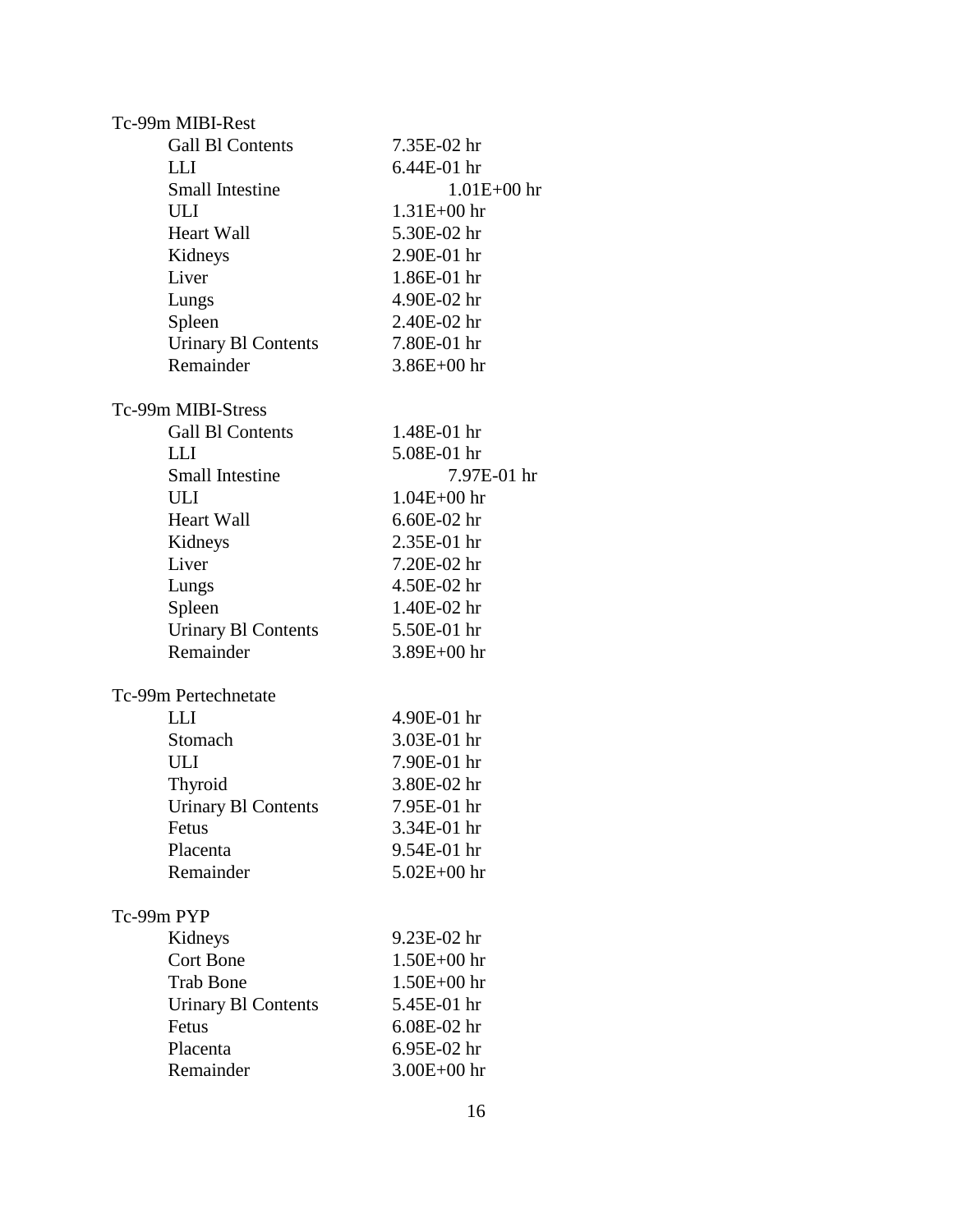Tc-99m MIBI-Rest

| | |
|---|---|
| Gall Bl Contents | 7.35E-02 hr |
| LLI | 6.44E-01 hr |
| Small Intestine | 1.01E+00 hr |
| ULI | 1.31E+00 hr |
| Heart Wall | 5.30E-02 hr |
| Kidneys | 2.90E-01 hr |
| Liver | 1.86E-01 hr |
| Lungs | 4.90E-02 hr |
| Spleen | 2.40E-02 hr |
| Urinary Bl Contents | 7.80E-01 hr |
| Remainder | 3.86E+00 hr |

Tc-99m MIBI-Stress

| | |
|---|---|
| Gall Bl Contents | 1.48E-01 hr |
| LLI | 5.08E-01 hr |
| Small Intestine | 7.97E-01 hr |
| ULI | 1.04E+00 hr |
| Heart Wall | 6.60E-02 hr |
| Kidneys | 2.35E-01 hr |
| Liver | 7.20E-02 hr |
| Lungs | 4.50E-02 hr |
| Spleen | 1.40E-02 hr |
| Urinary Bl Contents | 5.50E-01 hr |
| Remainder | 3.89E+00 hr |

Tc-99m Pertechnetate

| | |
|---|---|
| LLI | 4.90E-01 hr |
| Stomach | 3.03E-01 hr |
| ULI | 7.90E-01 hr |
| Thyroid | 3.80E-02 hr |
| Urinary Bl Contents | 7.95E-01 hr |
| Fetus | 3.34E-01 hr |
| Placenta | 9.54E-01 hr |
| Remainder | 5.02E+00 hr |

Tc-99m PYP

| | |
|---|---|
| Kidneys | 9.23E-02 hr |
| Cort Bone | 1.50E+00 hr |
| Trab Bone | 1.50E+00 hr |
| Urinary Bl Contents | 5.45E-01 hr |
| Fetus | 6.08E-02 hr |
| Placenta | 6.95E-02 hr |
| Remainder | 3.00E+00 hr |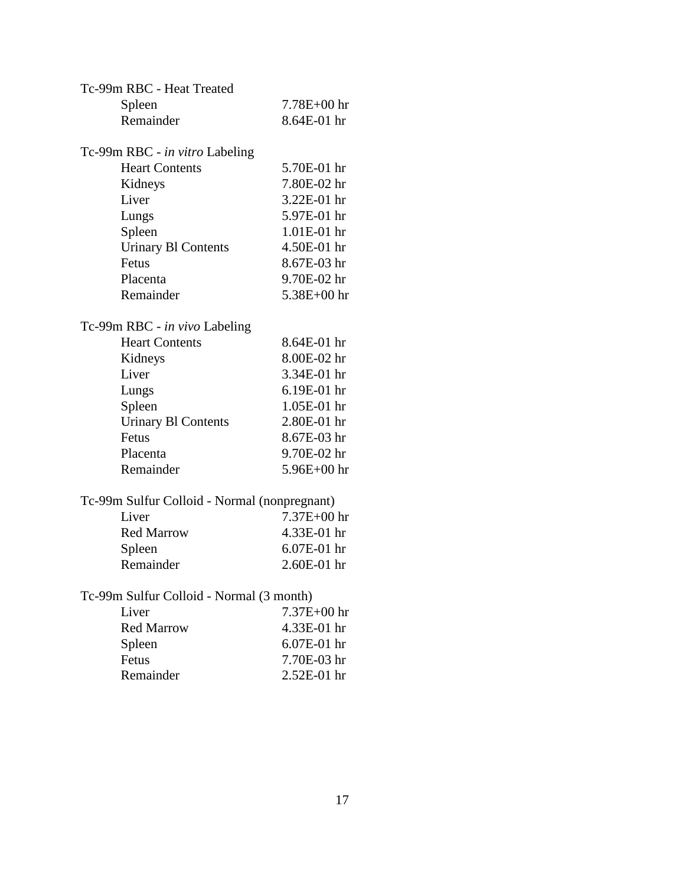Tc-99m RBC - Heat Treated

| | |
|---|---|
| Spleen | 7.78E+00 hr |
| Remainder | 8.64E-01 hr |

Tc-99m RBC - *in vitro* Labeling

| | |
|---|---|
| Heart Contents | 5.70E-01 hr |
| Kidneys | 7.80E-02 hr |
| Liver | 3.22E-01 hr |
| Lungs | 5.97E-01 hr |
| Spleen | 1.01E-01 hr |
| Urinary Bl Contents | 4.50E-01 hr |
| Fetus | 8.67E-03 hr |
| Placenta | 9.70E-02 hr |
| Remainder | 5.38E+00 hr |

Tc-99m RBC - *in vivo* Labeling

| | |
|---|---|
| Heart Contents | 8.64E-01 hr |
| Kidneys | 8.00E-02 hr |
| Liver | 3.34E-01 hr |
| Lungs | 6.19E-01 hr |
| Spleen | 1.05E-01 hr |
| Urinary Bl Contents | 2.80E-01 hr |
| Fetus | 8.67E-03 hr |
| Placenta | 9.70E-02 hr |
| Remainder | 5.96E+00 hr |

Tc-99m Sulfur Colloid - Normal (nonpregnant)

| | |
|---|---|
| Liver | 7.37E+00 hr |
| Red Marrow | 4.33E-01 hr |
| Spleen | 6.07E-01 hr |
| Remainder | 2.60E-01 hr |

Tc-99m Sulfur Colloid - Normal (3 month)

| | |
|---|---|
| Liver | 7.37E+00 hr |
| Red Marrow | 4.33E-01 hr |
| Spleen | 6.07E-01 hr |
| Fetus | 7.70E-03 hr |
| Remainder | 2.52E-01 hr |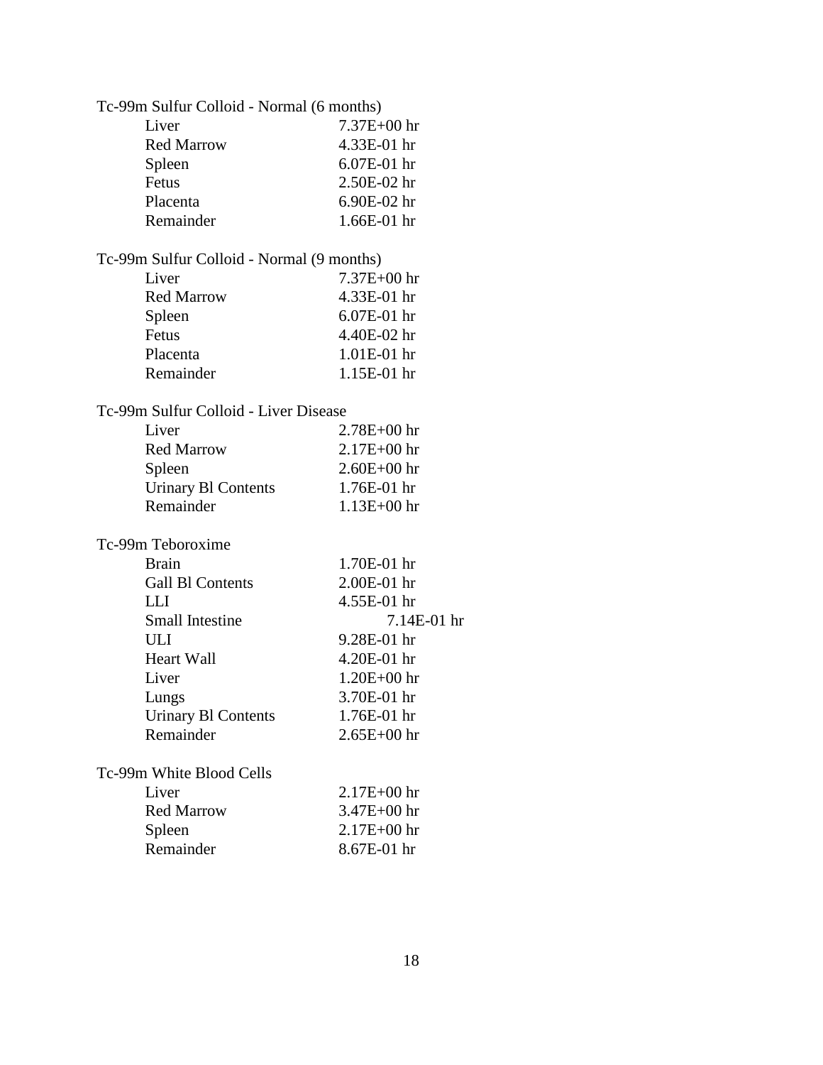Tc-99m Sulfur Colloid - Normal (6 months)

| | |
|---|---|
| Liver | 7.37E+00 hr |
| Red Marrow | 4.33E-01 hr |
| Spleen | 6.07E-01 hr |
| Fetus | 2.50E-02 hr |
| Placenta | 6.90E-02 hr |
| Remainder | 1.66E-01 hr |

Tc-99m Sulfur Colloid - Normal (9 months)

| | |
|---|---|
| Liver | 7.37E+00 hr |
| Red Marrow | 4.33E-01 hr |
| Spleen | 6.07E-01 hr |
| Fetus | 4.40E-02 hr |
| Placenta | 1.01E-01 hr |
| Remainder | 1.15E-01 hr |

Tc-99m Sulfur Colloid - Liver Disease

| | |
|---|---|
| Liver | 2.78E+00 hr |
| Red Marrow | 2.17E+00 hr |
| Spleen | 2.60E+00 hr |
| Urinary Bl Contents | 1.76E-01 hr |
| Remainder | 1.13E+00 hr |

Tc-99m Teboroxime

| | |
|---|---|
| Brain | 1.70E-01 hr |
| Gall Bl Contents | 2.00E-01 hr |
| LLI | 4.55E-01 hr |
| Small Intestine | 7.14E-01 hr |
| ULI | 9.28E-01 hr |
| Heart Wall | 4.20E-01 hr |
| Liver | 1.20E+00 hr |
| Lungs | 3.70E-01 hr |
| Urinary Bl Contents | 1.76E-01 hr |
| Remainder | 2.65E+00 hr |

Tc-99m White Blood Cells

| | |
|---|---|
| Liver | 2.17E+00 hr |
| Red Marrow | 3.47E+00 hr |
| Spleen | 2.17E+00 hr |
| Remainder | 8.67E-01 hr |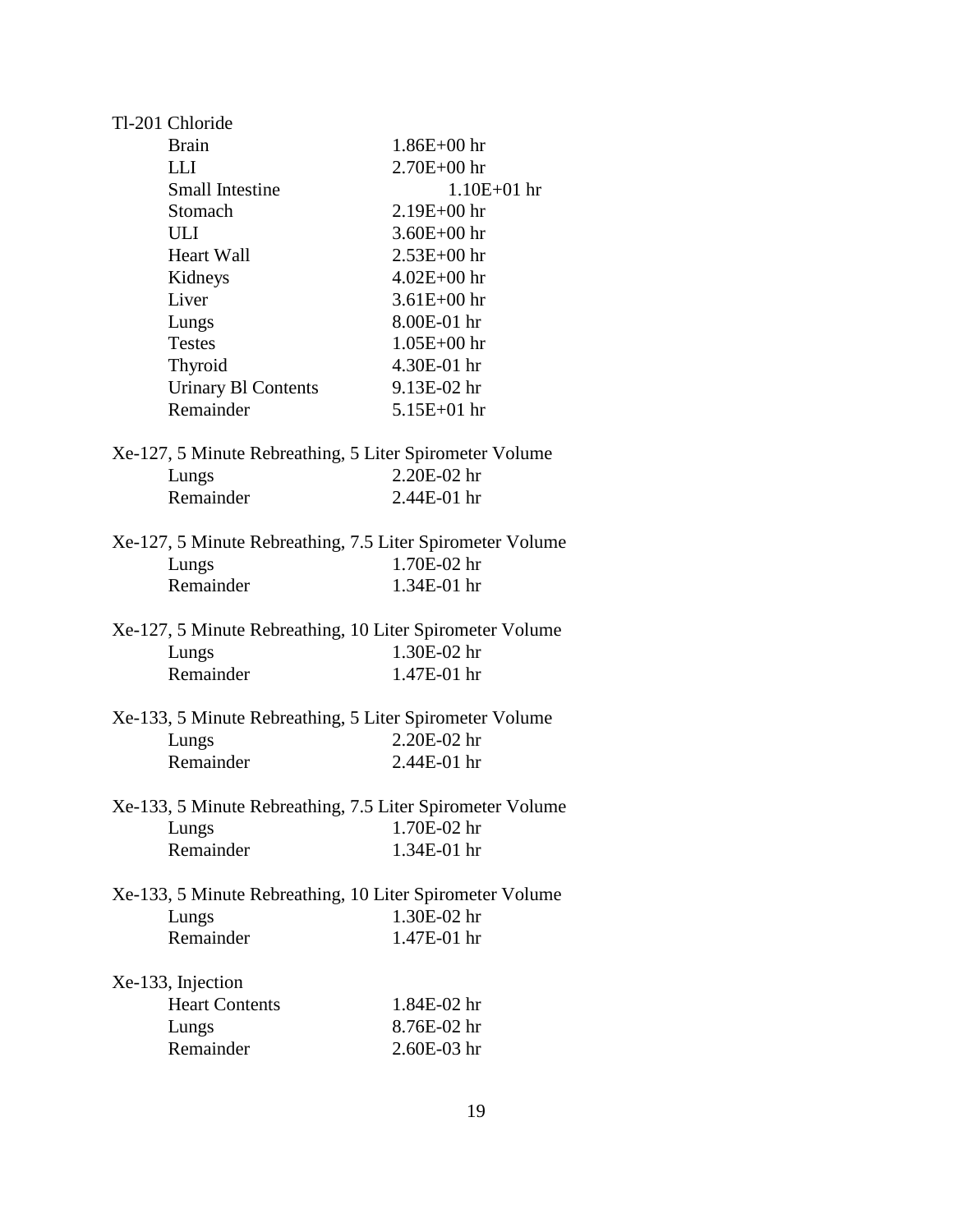Tl-201 Chloride

| | |
|---|---|
| Brain | 1.86E+00 hr |
| LLI | 2.70E+00 hr |
| Small Intestine | 1.10E+01 hr |
| Stomach | 2.19E+00 hr |
| ULI | 3.60E+00 hr |
| Heart Wall | 2.53E+00 hr |
| Kidneys | 4.02E+00 hr |
| Liver | 3.61E+00 hr |
| Lungs | 8.00E-01 hr |
| Testes | 1.05E+00 hr |
| Thyroid | 4.30E-01 hr |
| Urinary Bl Contents | 9.13E-02 hr |
| Remainder | 5.15E+01 hr |

Xe-127, 5 Minute Rebreathing, 5 Liter Spirometer Volume

| | |
|---|---|
| Lungs | 2.20E-02 hr |
| Remainder | 2.44E-01 hr |

Xe-127, 5 Minute Rebreathing, 7.5 Liter Spirometer Volume

| | |
|---|---|
| Lungs | 1.70E-02 hr |
| Remainder | 1.34E-01 hr |

Xe-127, 5 Minute Rebreathing, 10 Liter Spirometer Volume

| | |
|---|---|
| Lungs | 1.30E-02 hr |
| Remainder | 1.47E-01 hr |

Xe-133, 5 Minute Rebreathing, 5 Liter Spirometer Volume

| | |
|---|---|
| Lungs | 2.20E-02 hr |
| Remainder | 2.44E-01 hr |

Xe-133, 5 Minute Rebreathing, 7.5 Liter Spirometer Volume

| | |
|---|---|
| Lungs | 1.70E-02 hr |
| Remainder | 1.34E-01 hr |

Xe-133, 5 Minute Rebreathing, 10 Liter Spirometer Volume

| | |
|---|---|
| Lungs | 1.30E-02 hr |
| Remainder | 1.47E-01 hr |

Xe-133, Injection

| | |
|---|---|
| Heart Contents | 1.84E-02 hr |
| Lungs | 8.76E-02 hr |
| Remainder | 2.60E-03 hr |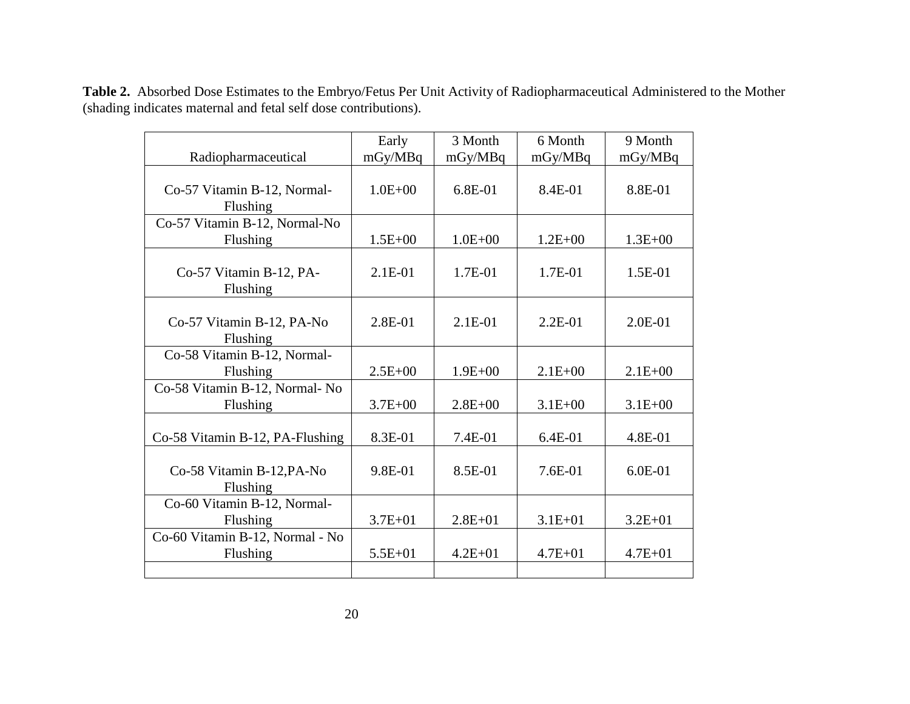**Table 2.** Absorbed Dose Estimates to the Embryo/Fetus Per Unit Activity of Radiopharmaceutical Administered to the Mother (shading indicates maternal and fetal self dose contributions).

| Radiopharmaceutical | Early mGy/MBq | 3 Month mGy/MBq | 6 Month mGy/MBq | 9 Month mGy/MBq |
|---|---|---|---|---|
| Co-57 Vitamin B-12, Normal-Flushing | 1.0E+00 | 6.8E-01 | 8.4E-01 | 8.8E-01 |
| Co-57 Vitamin B-12, Normal-No Flushing | 1.5E+00 | 1.0E+00 | 1.2E+00 | 1.3E+00 |
| Co-57 Vitamin B-12, PA-Flushing | 2.1E-01 | 1.7E-01 | 1.7E-01 | 1.5E-01 |
| Co-57 Vitamin B-12, PA-No Flushing | 2.8E-01 | 2.1E-01 | 2.2E-01 | 2.0E-01 |
| Co-58 Vitamin B-12, Normal-Flushing | 2.5E+00 | 1.9E+00 | 2.1E+00 | 2.1E+00 |
| Co-58 Vitamin B-12, Normal- No Flushing | 3.7E+00 | 2.8E+00 | 3.1E+00 | 3.1E+00 |
| Co-58 Vitamin B-12, PA-Flushing | 8.3E-01 | 7.4E-01 | 6.4E-01 | 4.8E-01 |
| Co-58 Vitamin B-12,PA-No Flushing | 9.8E-01 | 8.5E-01 | 7.6E-01 | 6.0E-01 |
| Co-60 Vitamin B-12, Normal-Flushing | 3.7E+01 | 2.8E+01 | 3.1E+01 | 3.2E+01 |
| Co-60 Vitamin B-12, Normal - No Flushing | 5.5E+01 | 4.2E+01 | 4.7E+01 | 4.7E+01 |
| | | | | |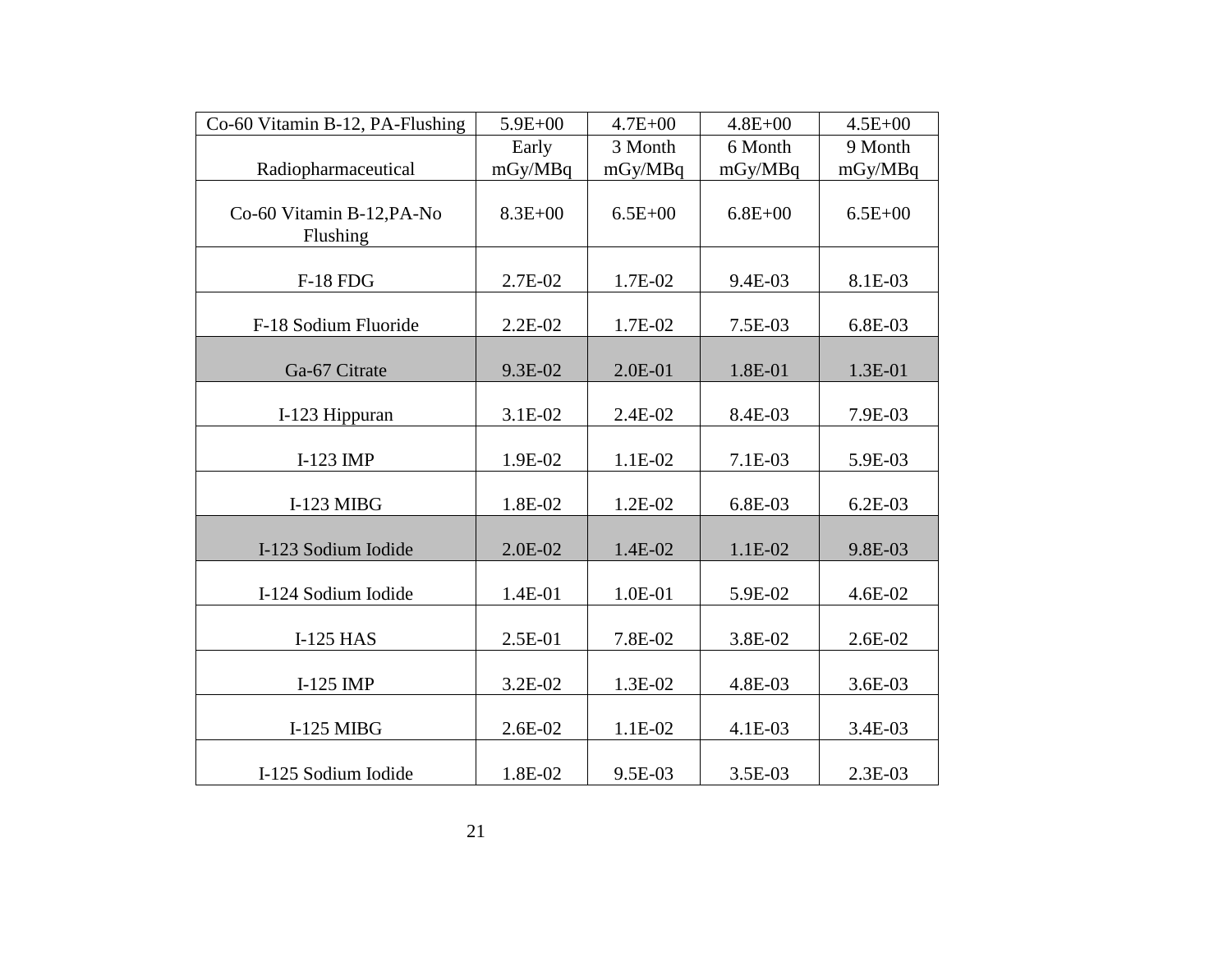| Co-60 Vitamin B-12, PA-Flushing | 5.9E+00 | 4.7E+00 | 4.8E+00 | 4.5E+00 |
|---|---|---|---|---|
| Radiopharmaceutical | Early mGy/MBq | 3 Month mGy/MBq | 6 Month mGy/MBq | 9 Month mGy/MBq |
| Co-60 Vitamin B-12,PA-No Flushing | 8.3E+00 | 6.5E+00 | 6.8E+00 | 6.5E+00 |
| F-18 FDG | 2.7E-02 | 1.7E-02 | 9.4E-03 | 8.1E-03 |
| F-18 Sodium Fluoride | 2.2E-02 | 1.7E-02 | 7.5E-03 | 6.8E-03 |
| Ga-67 Citrate | 9.3E-02 | 2.0E-01 | 1.8E-01 | 1.3E-01 |
| I-123 Hippuran | 3.1E-02 | 2.4E-02 | 8.4E-03 | 7.9E-03 |
| I-123 IMP | 1.9E-02 | 1.1E-02 | 7.1E-03 | 5.9E-03 |
| I-123 MIBG | 1.8E-02 | 1.2E-02 | 6.8E-03 | 6.2E-03 |
| I-123 Sodium Iodide | 2.0E-02 | 1.4E-02 | 1.1E-02 | 9.8E-03 |
| I-124 Sodium Iodide | 1.4E-01 | 1.0E-01 | 5.9E-02 | 4.6E-02 |
| I-125 HAS | 2.5E-01 | 7.8E-02 | 3.8E-02 | 2.6E-02 |
| I-125 IMP | 3.2E-02 | 1.3E-02 | 4.8E-03 | 3.6E-03 |
| I-125 MIBG | 2.6E-02 | 1.1E-02 | 4.1E-03 | 3.4E-03 |
| I-125 Sodium Iodide | 1.8E-02 | 9.5E-03 | 3.5E-03 | 2.3E-03 |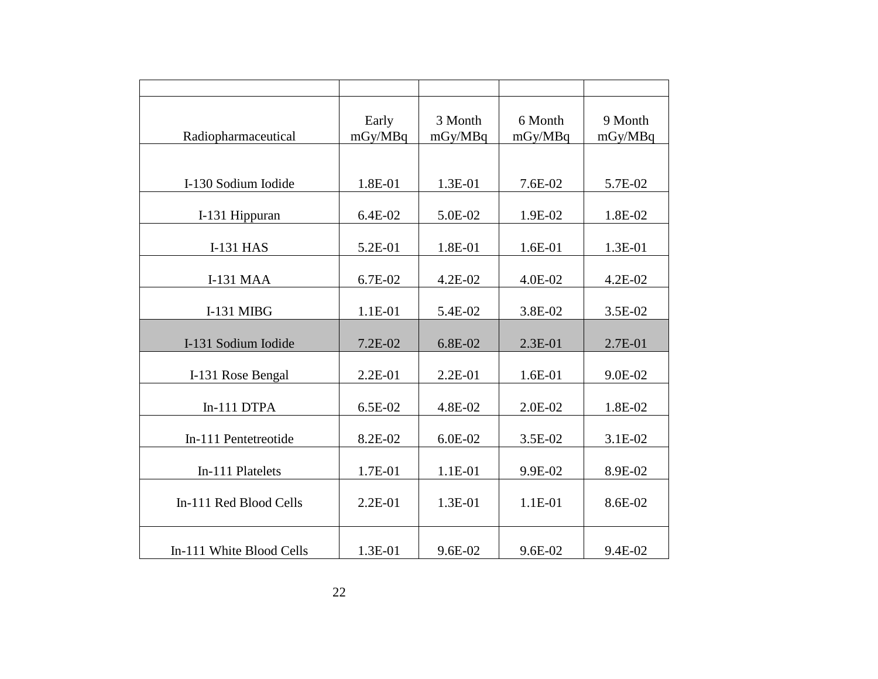| Radiopharmaceutical | Early mGy/MBq | 3 Month mGy/MBq | 6 Month mGy/MBq | 9 Month mGy/MBq |
|---|---|---|---|---|
| I-130 Sodium Iodide | 1.8E-01 | 1.3E-01 | 7.6E-02 | 5.7E-02 |
| I-131 Hippuran | 6.4E-02 | 5.0E-02 | 1.9E-02 | 1.8E-02 |
| I-131 HAS | 5.2E-01 | 1.8E-01 | 1.6E-01 | 1.3E-01 |
| I-131 MAA | 6.7E-02 | 4.2E-02 | 4.0E-02 | 4.2E-02 |
| I-131 MIBG | 1.1E-01 | 5.4E-02 | 3.8E-02 | 3.5E-02 |
| I-131 Sodium Iodide | 7.2E-02 | 6.8E-02 | 2.3E-01 | 2.7E-01 |
| I-131 Rose Bengal | 2.2E-01 | 2.2E-01 | 1.6E-01 | 9.0E-02 |
| In-111 DTPA | 6.5E-02 | 4.8E-02 | 2.0E-02 | 1.8E-02 |
| In-111 Pentetreotide | 8.2E-02 | 6.0E-02 | 3.5E-02 | 3.1E-02 |
| In-111 Platelets | 1.7E-01 | 1.1E-01 | 9.9E-02 | 8.9E-02 |
| In-111 Red Blood Cells | 2.2E-01 | 1.3E-01 | 1.1E-01 | 8.6E-02 |
| In-111 White Blood Cells | 1.3E-01 | 9.6E-02 | 9.6E-02 | 9.4E-02 |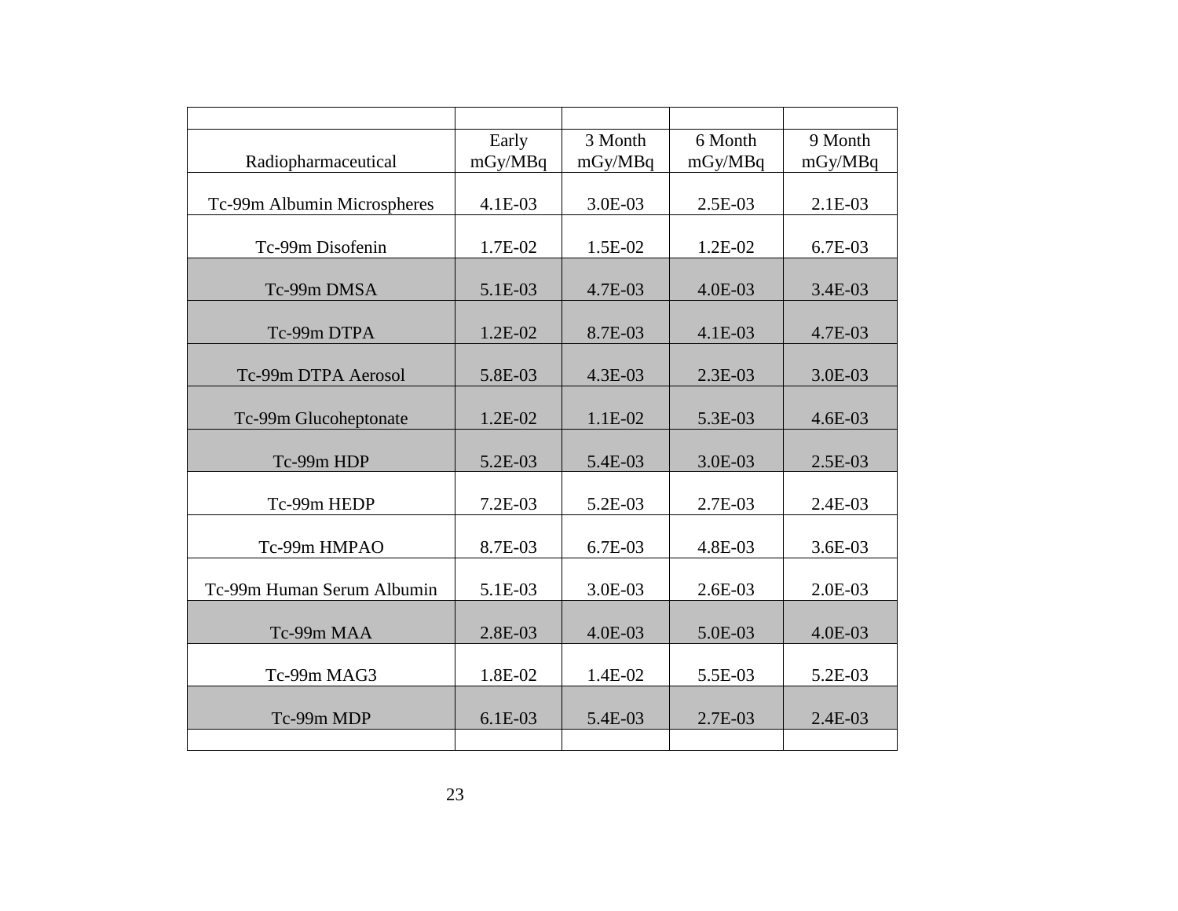| Radiopharmaceutical | Early mGy/MBq | 3 Month mGy/MBq | 6 Month mGy/MBq | 9 Month mGy/MBq |
|---|---|---|---|---|
| Tc-99m Albumin Microspheres | 4.1E-03 | 3.0E-03 | 2.5E-03 | 2.1E-03 |
| Tc-99m Disofenin | 1.7E-02 | 1.5E-02 | 1.2E-02 | 6.7E-03 |
| Tc-99m DMSA | 5.1E-03 | 4.7E-03 | 4.0E-03 | 3.4E-03 |
| Tc-99m DTPA | 1.2E-02 | 8.7E-03 | 4.1E-03 | 4.7E-03 |
| Tc-99m DTPA Aerosol | 5.8E-03 | 4.3E-03 | 2.3E-03 | 3.0E-03 |
| Tc-99m Glucoheptonate | 1.2E-02 | 1.1E-02 | 5.3E-03 | 4.6E-03 |
| Tc-99m HDP | 5.2E-03 | 5.4E-03 | 3.0E-03 | 2.5E-03 |
| Tc-99m HEDP | 7.2E-03 | 5.2E-03 | 2.7E-03 | 2.4E-03 |
| Tc-99m HMPAO | 8.7E-03 | 6.7E-03 | 4.8E-03 | 3.6E-03 |
| Tc-99m Human Serum Albumin | 5.1E-03 | 3.0E-03 | 2.6E-03 | 2.0E-03 |
| Tc-99m MAA | 2.8E-03 | 4.0E-03 | 5.0E-03 | 4.0E-03 |
| Tc-99m MAG3 | 1.8E-02 | 1.4E-02 | 5.5E-03 | 5.2E-03 |
| Tc-99m MDP | 6.1E-03 | 5.4E-03 | 2.7E-03 | 2.4E-03 |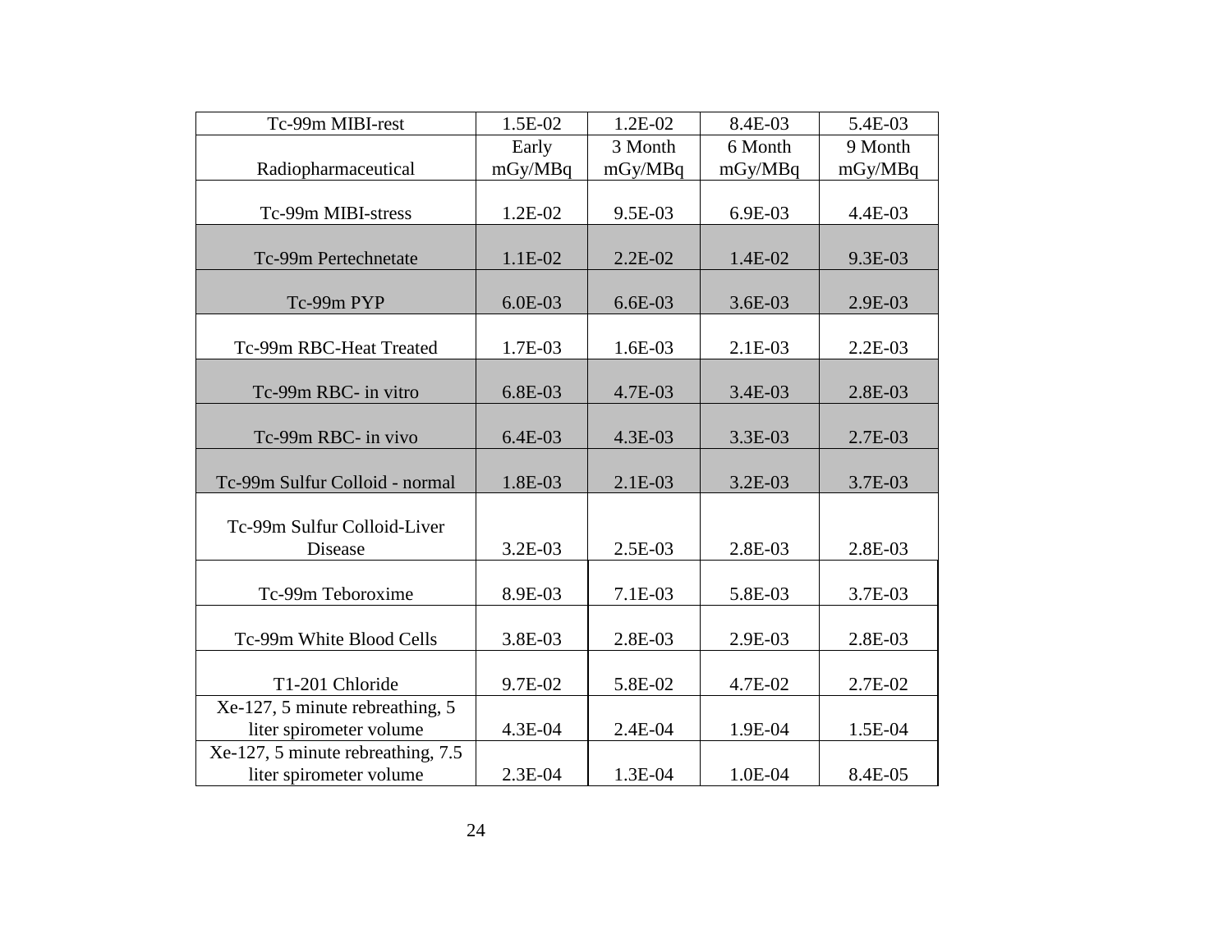| Tc-99m MIBI-rest | 1.5E-02 | 1.2E-02 | 8.4E-03 | 5.4E-03 |
|---|---|---|---|---|
| Radiopharmaceutical | Early mGy/MBq | 3 Month mGy/MBq | 6 Month mGy/MBq | 9 Month mGy/MBq |
| Tc-99m MIBI-stress | 1.2E-02 | 9.5E-03 | 6.9E-03 | 4.4E-03 |
| Tc-99m Pertechnetate | 1.1E-02 | 2.2E-02 | 1.4E-02 | 9.3E-03 |
| Tc-99m PYP | 6.0E-03 | 6.6E-03 | 3.6E-03 | 2.9E-03 |
| Tc-99m RBC-Heat Treated | 1.7E-03 | 1.6E-03 | 2.1E-03 | 2.2E-03 |
| Tc-99m RBC- in vitro | 6.8E-03 | 4.7E-03 | 3.4E-03 | 2.8E-03 |
| Tc-99m RBC- in vivo | 6.4E-03 | 4.3E-03 | 3.3E-03 | 2.7E-03 |
| Tc-99m Sulfur Colloid - normal | 1.8E-03 | 2.1E-03 | 3.2E-03 | 3.7E-03 |
| Tc-99m Sulfur Colloid-Liver Disease | 3.2E-03 | 2.5E-03 | 2.8E-03 | 2.8E-03 |
| Tc-99m Teboroxime | 8.9E-03 | 7.1E-03 | 5.8E-03 | 3.7E-03 |
| Tc-99m White Blood Cells | 3.8E-03 | 2.8E-03 | 2.9E-03 | 2.8E-03 |
| T1-201 Chloride | 9.7E-02 | 5.8E-02 | 4.7E-02 | 2.7E-02 |
| Xe-127, 5 minute rebreathing, 5 liter spirometer volume | 4.3E-04 | 2.4E-04 | 1.9E-04 | 1.5E-04 |
| Xe-127, 5 minute rebreathing, 7.5 liter spirometer volume | 2.3E-04 | 1.3E-04 | 1.0E-04 | 8.4E-05 |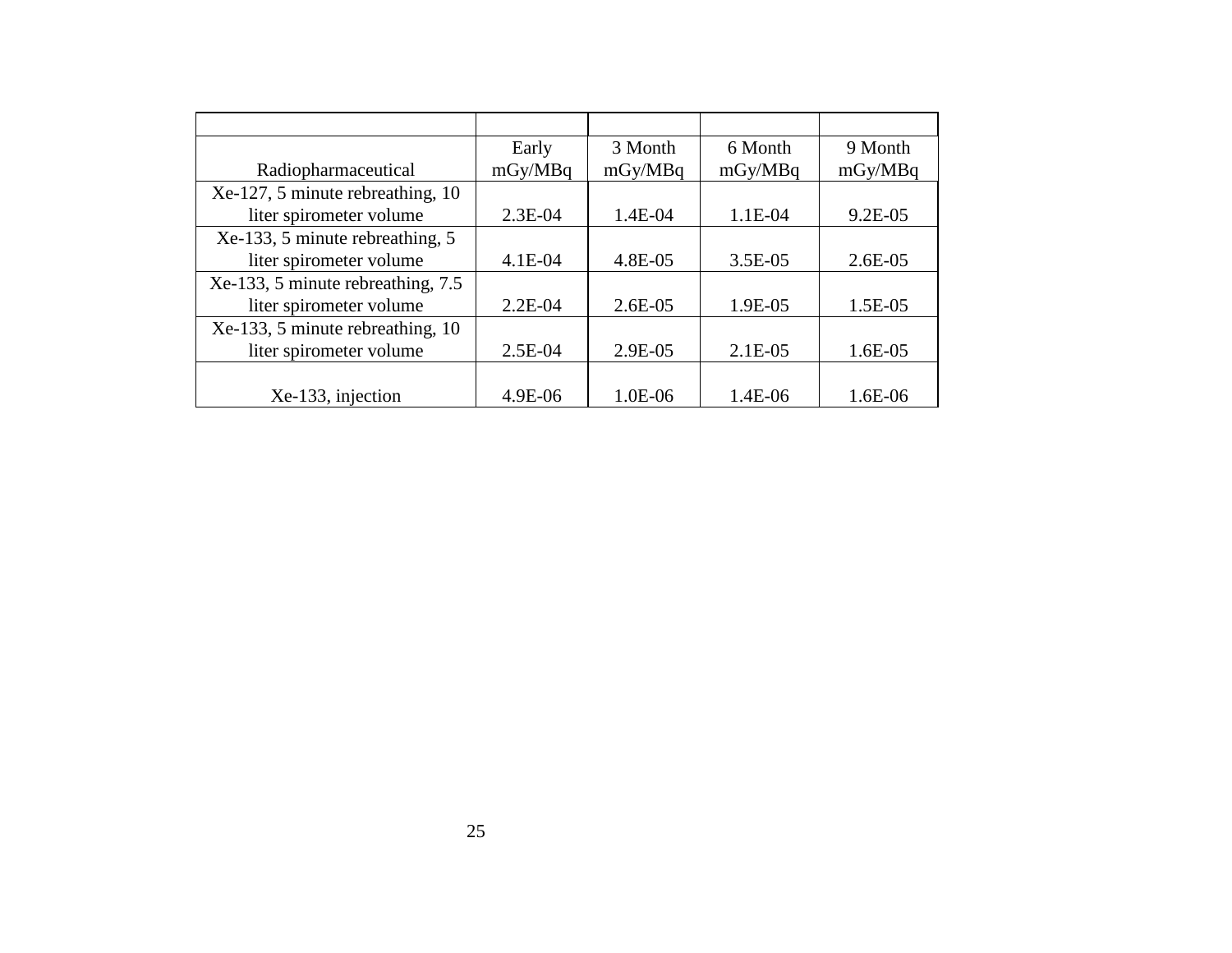| Radiopharmaceutical | Early mGy/MBq | 3 Month mGy/MBq | 6 Month mGy/MBq | 9 Month mGy/MBq |
|---|---|---|---|---|
| Xe-127, 5 minute rebreathing, 10 liter spirometer volume | 2.3E-04 | 1.4E-04 | 1.1E-04 | 9.2E-05 |
| Xe-133, 5 minute rebreathing, 5 liter spirometer volume | 4.1E-04 | 4.8E-05 | 3.5E-05 | 2.6E-05 |
| Xe-133, 5 minute rebreathing, 7.5 liter spirometer volume | 2.2E-04 | 2.6E-05 | 1.9E-05 | 1.5E-05 |
| Xe-133, 5 minute rebreathing, 10 liter spirometer volume | 2.5E-04 | 2.9E-05 | 2.1E-05 | 1.6E-05 |
| Xe-133, injection | 4.9E-06 | 1.0E-06 | 1.4E-06 | 1.6E-06 |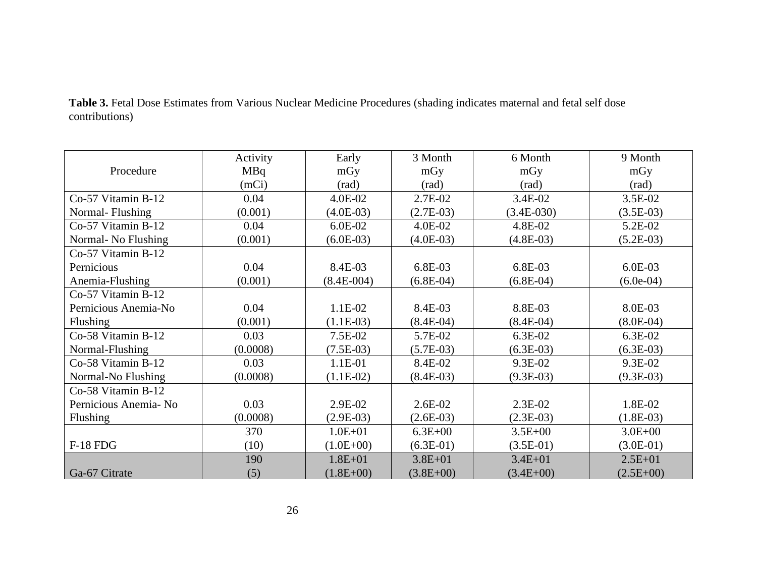**Table 3.** Fetal Dose Estimates from Various Nuclear Medicine Procedures (shading indicates maternal and fetal self dose contributions)

| Procedure | Activity MBq (mCi) | Early mGy (rad) | 3 Month mGy (rad) | 6 Month mGy (rad) | 9 Month mGy (rad) |
|---|---|---|---|---|---|
| Co-57 Vitamin B-12 Normal- Flushing | 0.04 (0.001) | 4.0E-02 (4.0E-03) | 2.7E-02 (2.7E-03) | 3.4E-02 (3.4E-030) | 3.5E-02 (3.5E-03) |
| Co-57 Vitamin B-12 Normal- No Flushing | 0.04 (0.001) | 6.0E-02 (6.0E-03) | 4.0E-02 (4.0E-03) | 4.8E-02 (4.8E-03) | 5.2E-02 (5.2E-03) |
| Co-57 Vitamin B-12 Pernicious Anemia-Flushing | 0.04 (0.001) | 8.4E-03 (8.4E-004) | 6.8E-03 (6.8E-04) | 6.8E-03 (6.8E-04) | 6.0E-03 (6.0e-04) |
| Co-57 Vitamin B-12 Pernicious Anemia-No Flushing | 0.04 (0.001) | 1.1E-02 (1.1E-03) | 8.4E-03 (8.4E-04) | 8.8E-03 (8.4E-04) | 8.0E-03 (8.0E-04) |
| Co-58 Vitamin B-12 Normal-Flushing | 0.03 (0.0008) | 7.5E-02 (7.5E-03) | 5.7E-02 (5.7E-03) | 6.3E-02 (6.3E-03) | 6.3E-02 (6.3E-03) |
| Co-58 Vitamin B-12 Normal-No Flushing | 0.03 (0.0008) | 1.1E-01 (1.1E-02) | 8.4E-02 (8.4E-03) | 9.3E-02 (9.3E-03) | 9.3E-02 (9.3E-03) |
| Co-58 Vitamin B-12 Pernicious Anemia- No Flushing | 0.03 (0.0008) | 2.9E-02 (2.9E-03) | 2.6E-02 (2.6E-03) | 2.3E-02 (2.3E-03) | 1.8E-02 (1.8E-03) |
| F-18 FDG | 370 (10) | 1.0E+01 (1.0E+00) | 6.3E+00 (6.3E-01) | 3.5E+00 (3.5E-01) | 3.0E+00 (3.0E-01) |
| Ga-67 Citrate | 190 (5) | 1.8E+01 (1.8E+00) | 3.8E+01 (3.8E+00) | 3.4E+01 (3.4E+00) | 2.5E+01 (2.5E+00) |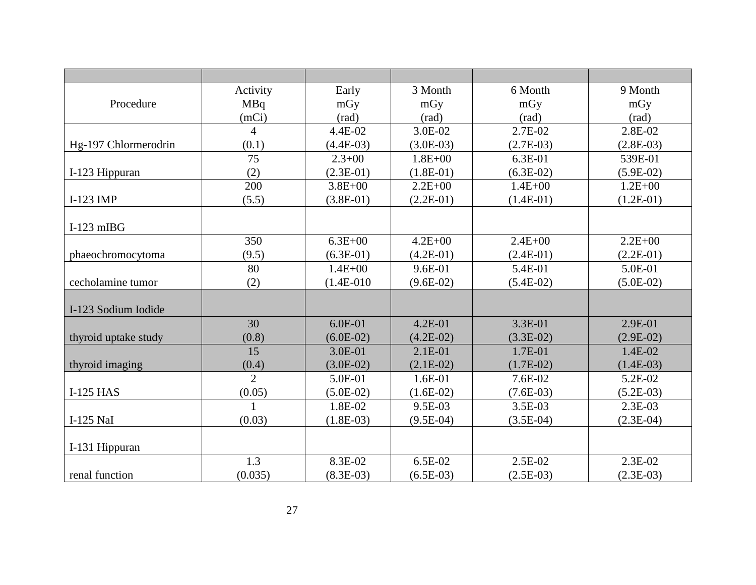| Procedure | Activity MBq (mCi) | Early mGy (rad) | 3 Month mGy (rad) | 6 Month mGy (rad) | 9 Month mGy (rad) |
|---|---|---|---|---|---|
| Hg-197 Chlormerodrin | 4 (0.1) | 4.4E-02 (4.4E-03) | 3.0E-02 (3.0E-03) | 2.7E-02 (2.7E-03) | 2.8E-02 (2.8E-03) |
| I-123 Hippuran | 75 (2) | 2.3+00 (2.3E-01) | 1.8E+00 (1.8E-01) | 6.3E-01 (6.3E-02) | 539E-01 (5.9E-02) |
| I-123 IMP | 200 (5.5) | 3.8E+00 (3.8E-01) | 2.2E+00 (2.2E-01) | 1.4E+00 (1.4E-01) | 1.2E+00 (1.2E-01) |
| I-123 mIBG | | | | | |
| phaeochromocytoma | 350 (9.5) | 6.3E+00 (6.3E-01) | 4.2E+00 (4.2E-01) | 2.4E+00 (2.4E-01) | 2.2E+00 (2.2E-01) |
| cecholamine tumor | 80 (2) | 1.4E+00 (1.4E-010 | 9.6E-01 (9.6E-02) | 5.4E-01 (5.4E-02) | 5.0E-01 (5.0E-02) |
| I-123 Sodium Iodide | | | | | |
| thyroid uptake study | 30 (0.8) | 6.0E-01 (6.0E-02) | 4.2E-01 (4.2E-02) | 3.3E-01 (3.3E-02) | 2.9E-01 (2.9E-02) |
| thyroid imaging | 15 (0.4) | 3.0E-01 (3.0E-02) | 2.1E-01 (2.1E-02) | 1.7E-01 (1.7E-02) | 1.4E-02 (1.4E-03) |
| I-125 HAS | 2 (0.05) | 5.0E-01 (5.0E-02) | 1.6E-01 (1.6E-02) | 7.6E-02 (7.6E-03) | 5.2E-02 (5.2E-03) |
| I-125 NaI | 1 (0.03) | 1.8E-02 (1.8E-03) | 9.5E-03 (9.5E-04) | 3.5E-03 (3.5E-04) | 2.3E-03 (2.3E-04) |
| I-131 Hippuran | | | | | |
| renal function | 1.3 (0.035) | 8.3E-02 (8.3E-03) | 6.5E-02 (6.5E-03) | 2.5E-02 (2.5E-03) | 2.3E-02 (2.3E-03) |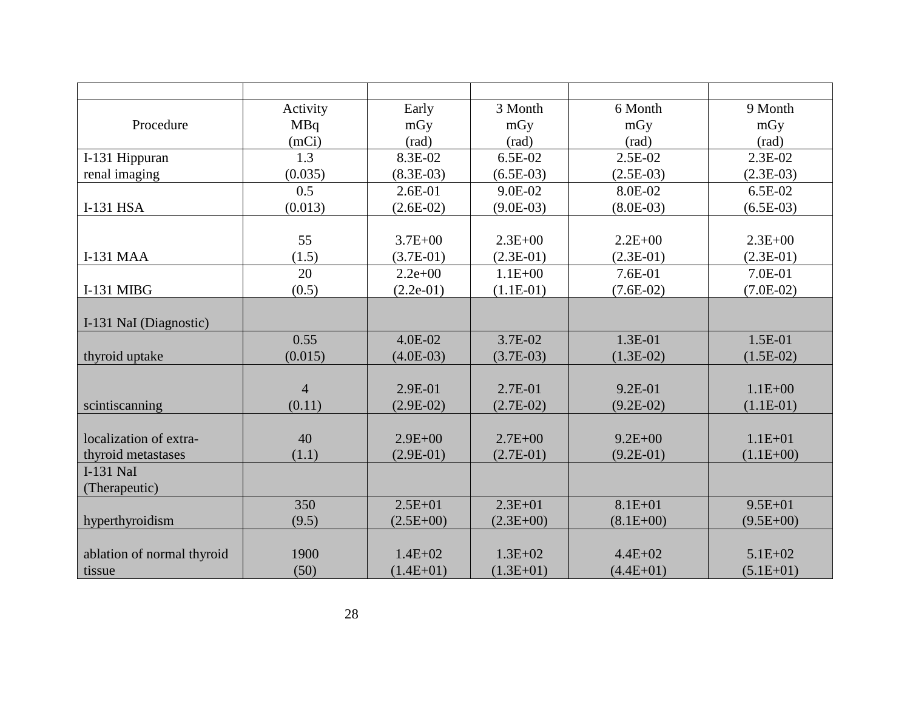| | | | | | |
|---|---|---|---|---|---|
| Procedure | Activity MBq (mCi) | Early mGy (rad) | 3 Month mGy (rad) | 6 Month mGy (rad) | 9 Month mGy (rad) |
| I-131 Hippuran renal imaging | 1.3 (0.035) | 8.3E-02 (8.3E-03) | 6.5E-02 (6.5E-03) | 2.5E-02 (2.5E-03) | 2.3E-02 (2.3E-03) |
| I-131 HSA | 0.5 (0.013) | 2.6E-01 (2.6E-02) | 9.0E-02 (9.0E-03) | 8.0E-02 (8.0E-03) | 6.5E-02 (6.5E-03) |
| I-131 MAA | 55 (1.5) | 3.7E+00 (3.7E-01) | 2.3E+00 (2.3E-01) | 2.2E+00 (2.3E-01) | 2.3E+00 (2.3E-01) |
| I-131 MIBG | 20 (0.5) | 2.2e+00 (2.2e-01) | 1.1E+00 (1.1E-01) | 7.6E-01 (7.6E-02) | 7.0E-01 (7.0E-02) |
| I-131 NaI (Diagnostic) | | | | | |
| thyroid uptake | 0.55 (0.015) | 4.0E-02 (4.0E-03) | 3.7E-02 (3.7E-03) | 1.3E-01 (1.3E-02) | 1.5E-01 (1.5E-02) |
| scintiscanning | 4 (0.11) | 2.9E-01 (2.9E-02) | 2.7E-01 (2.7E-02) | 9.2E-01 (9.2E-02) | 1.1E+00 (1.1E-01) |
| localization of extra-thyroid metastases | 40 (1.1) | 2.9E+00 (2.9E-01) | 2.7E+00 (2.7E-01) | 9.2E+00 (9.2E-01) | 1.1E+01 (1.1E+00) |
| I-131 NaI (Therapeutic) | | | | | |
| hyperthyroidism | 350 (9.5) | 2.5E+01 (2.5E+00) | 2.3E+01 (2.3E+00) | 8.1E+01 (8.1E+00) | 9.5E+01 (9.5E+00) |
| ablation of normal thyroid tissue | 1900 (50) | 1.4E+02 (1.4E+01) | 1.3E+02 (1.3E+01) | 4.4E+02 (4.4E+01) | 5.1E+02 (5.1E+01) |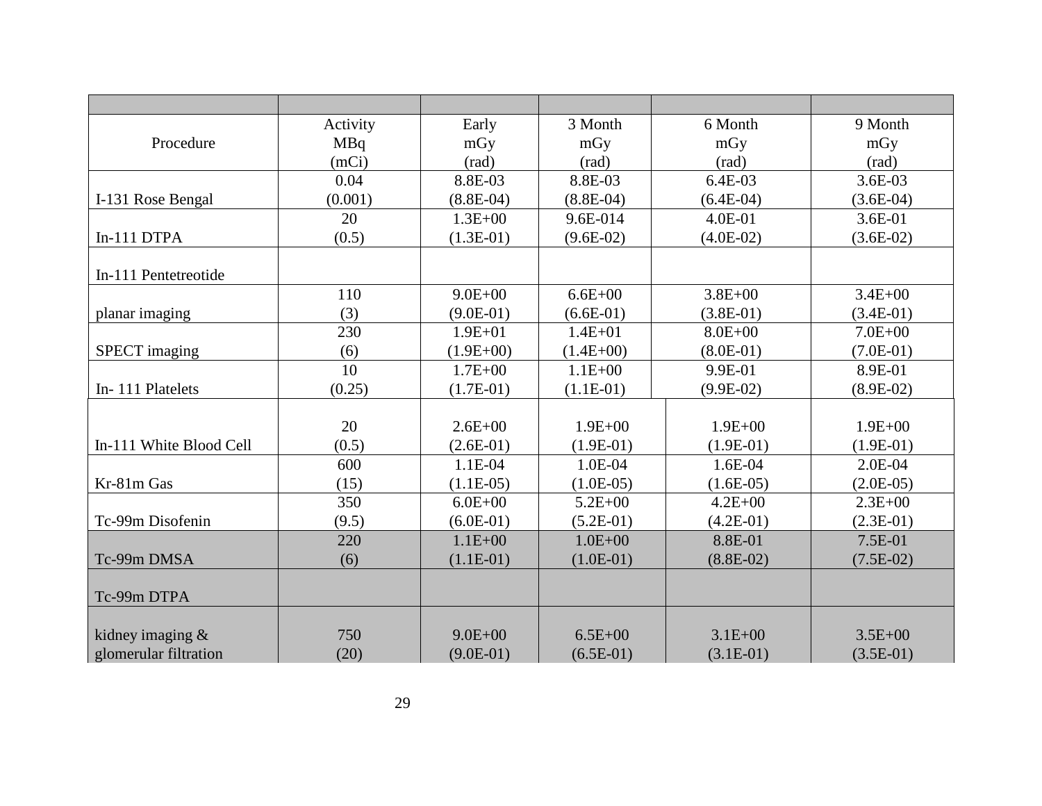| Procedure | Activity MBq (mCi) | Early mGy (rad) | 3 Month mGy (rad) | 6 Month mGy (rad) | 9 Month mGy (rad) |
|---|---|---|---|---|---|
| I-131 Rose Bengal | 0.04 (0.001) | 8.8E-03 (8.8E-04) | 8.8E-03 (8.8E-04) | 6.4E-03 (6.4E-04) | 3.6E-03 (3.6E-04) |
| In-111 DTPA | 20 (0.5) | 1.3E+00 (1.3E-01) | 9.6E-014 (9.6E-02) | 4.0E-01 (4.0E-02) | 3.6E-01 (3.6E-02) |
| In-111 Pentetreotide | | | | | |
| planar imaging | 110 (3) | 9.0E+00 (9.0E-01) | 6.6E+00 (6.6E-01) | 3.8E+00 (3.8E-01) | 3.4E+00 (3.4E-01) |
| SPECT imaging | 230 (6) | 1.9E+01 (1.9E+00) | 1.4E+01 (1.4E+00) | 8.0E+00 (8.0E-01) | 7.0E+00 (7.0E-01) |
| In- 111 Platelets | 10 (0.25) | 1.7E+00 (1.7E-01) | 1.1E+00 (1.1E-01) | 9.9E-01 (9.9E-02) | 8.9E-01 (8.9E-02) |
| In-111 White Blood Cell | 20 (0.5) | 2.6E+00 (2.6E-01) | 1.9E+00 (1.9E-01) | 1.9E+00 (1.9E-01) | 1.9E+00 (1.9E-01) |
| Kr-81m Gas | 600 (15) | 1.1E-04 (1.1E-05) | 1.0E-04 (1.0E-05) | 1.6E-04 (1.6E-05) | 2.0E-04 (2.0E-05) |
| Tc-99m Disofenin | 350 (9.5) | 6.0E+00 (6.0E-01) | 5.2E+00 (5.2E-01) | 4.2E+00 (4.2E-01) | 2.3E+00 (2.3E-01) |
| Tc-99m DMSA | 220 (6) | 1.1E+00 (1.1E-01) | 1.0E+00 (1.0E-01) | 8.8E-01 (8.8E-02) | 7.5E-01 (7.5E-02) |
| Tc-99m DTPA | | | | | |
| kidney imaging & glomerular filtration | 750 (20) | 9.0E+00 (9.0E-01) | 6.5E+00 (6.5E-01) | 3.1E+00 (3.1E-01) | 3.5E+00 (3.5E-01) |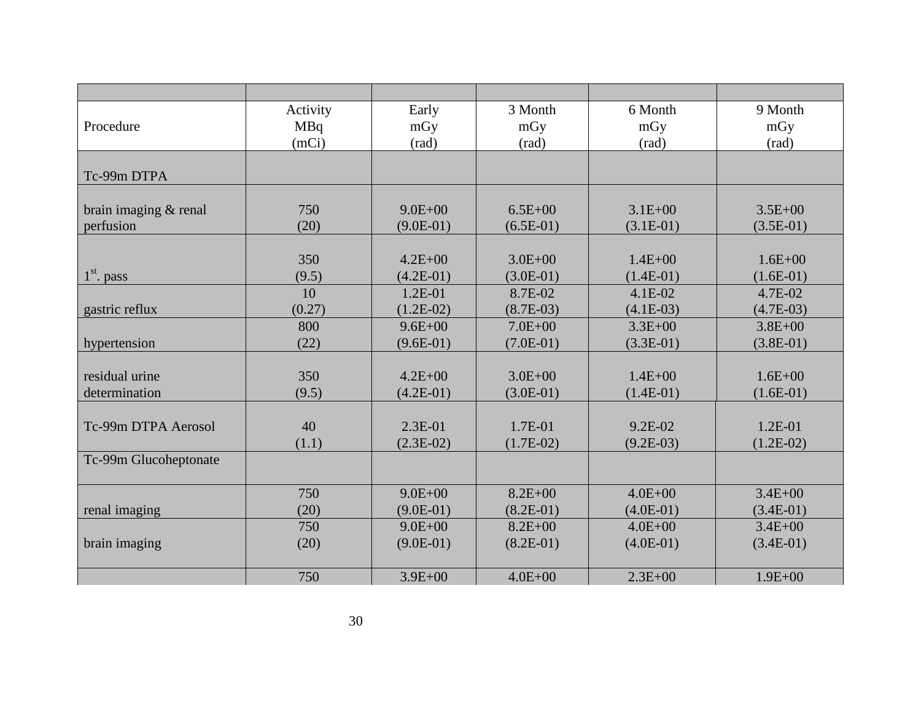| | | | | | |
|---|---|---|---|---|---|
| Procedure | Activity MBq (mCi) | Early mGy (rad) | 3 Month mGy (rad) | 6 Month mGy (rad) | 9 Month mGy (rad) |
| Tc-99m DTPA | | | | | |
| brain imaging & renal perfusion | 750 (20) | 9.0E+00 (9.0E-01) | 6.5E+00 (6.5E-01) | 3.1E+00 (3.1E-01) | 3.5E+00 (3.5E-01) |
| 1st. pass | 350 (9.5) | 4.2E+00 (4.2E-01) | 3.0E+00 (3.0E-01) | 1.4E+00 (1.4E-01) | 1.6E+00 (1.6E-01) |
| gastric reflux | 10 (0.27) | 1.2E-01 (1.2E-02) | 8.7E-02 (8.7E-03) | 4.1E-02 (4.1E-03) | 4.7E-02 (4.7E-03) |
| hypertension | 800 (22) | 9.6E+00 (9.6E-01) | 7.0E+00 (7.0E-01) | 3.3E+00 (3.3E-01) | 3.8E+00 (3.8E-01) |
| residual urine determination | 350 (9.5) | 4.2E+00 (4.2E-01) | 3.0E+00 (3.0E-01) | 1.4E+00 (1.4E-01) | 1.6E+00 (1.6E-01) |
| Tc-99m DTPA Aerosol | 40 (1.1) | 2.3E-01 (2.3E-02) | 1.7E-01 (1.7E-02) | 9.2E-02 (9.2E-03) | 1.2E-01 (1.2E-02) |
| Tc-99m Glucoheptonate | | | | | |
| renal imaging | 750 (20) | 9.0E+00 (9.0E-01) | 8.2E+00 (8.2E-01) | 4.0E+00 (4.0E-01) | 3.4E+00 (3.4E-01) |
| brain imaging | 750 (20) | 9.0E+00 (9.0E-01) | 8.2E+00 (8.2E-01) | 4.0E+00 (4.0E-01) | 3.4E+00 (3.4E-01) |
| | 750 | 3.9E+00 | 4.0E+00 | 2.3E+00 | 1.9E+00 |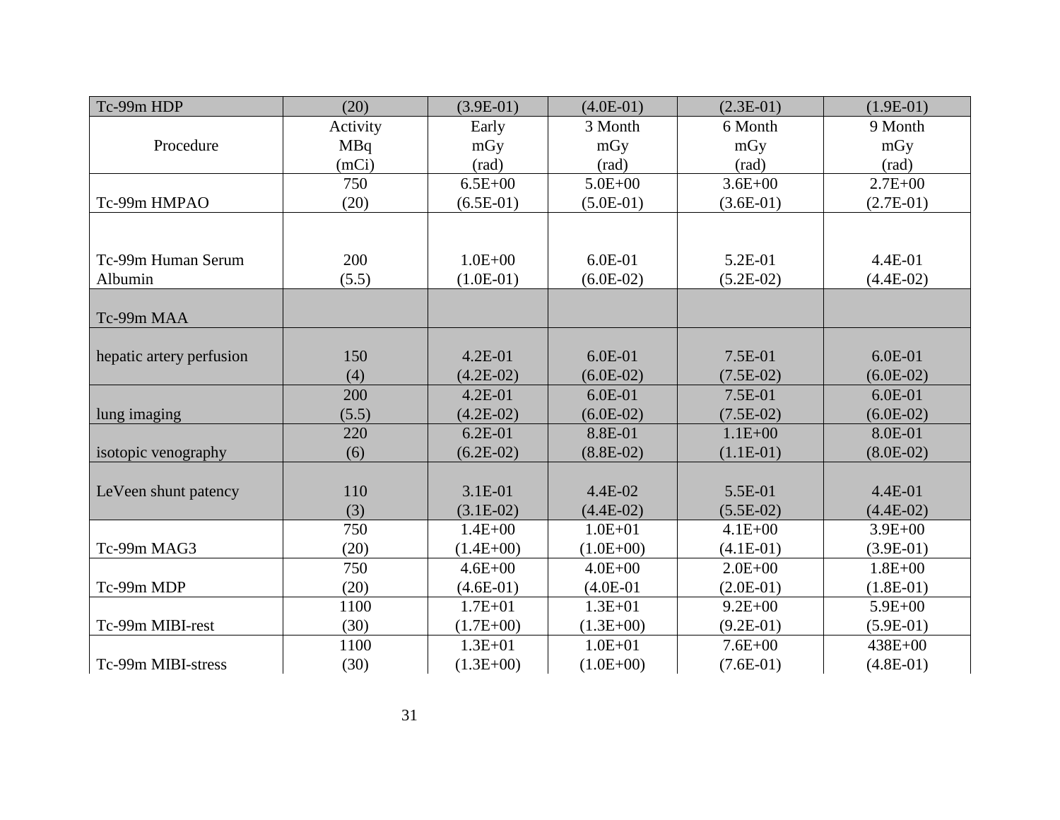| Tc-99m HDP | (20) | (3.9E-01) | (4.0E-01) | (2.3E-01) | (1.9E-01) |
|---|---|---|---|---|---|
| Procedure | Activity MBq (mCi) | Early mGy (rad) | 3 Month mGy (rad) | 6 Month mGy (rad) | 9 Month mGy (rad) |
| Tc-99m HMPAO | 750 (20) | 6.5E+00 (6.5E-01) | 5.0E+00 (5.0E-01) | 3.6E+00 (3.6E-01) | 2.7E+00 (2.7E-01) |
| Tc-99m Human Serum Albumin | 200 (5.5) | 1.0E+00 (1.0E-01) | 6.0E-01 (6.0E-02) | 5.2E-01 (5.2E-02) | 4.4E-01 (4.4E-02) |
| Tc-99m MAA | | | | | |
| hepatic artery perfusion | 150 (4) | 4.2E-01 (4.2E-02) | 6.0E-01 (6.0E-02) | 7.5E-01 (7.5E-02) | 6.0E-01 (6.0E-02) |
| lung imaging | 200 (5.5) | 4.2E-01 (4.2E-02) | 6.0E-01 (6.0E-02) | 7.5E-01 (7.5E-02) | 6.0E-01 (6.0E-02) |
| isotopic venography | 220 (6) | 6.2E-01 (6.2E-02) | 8.8E-01 (8.8E-02) | 1.1E+00 (1.1E-01) | 8.0E-01 (8.0E-02) |
| LeVeen shunt patency | 110 (3) | 3.1E-01 (3.1E-02) | 4.4E-02 (4.4E-02) | 5.5E-01 (5.5E-02) | 4.4E-01 (4.4E-02) |
| Tc-99m MAG3 | 750 (20) | 1.4E+00 (1.4E+00) | 1.0E+01 (1.0E+00) | 4.1E+00 (4.1E-01) | 3.9E+00 (3.9E-01) |
| Tc-99m MDP | 750 (20) | 4.6E+00 (4.6E-01) | 4.0E+00 (4.0E-01 | 2.0E+00 (2.0E-01) | 1.8E+00 (1.8E-01) |
| Tc-99m MIBI-rest | 1100 (30) | 1.7E+01 (1.7E+00) | 1.3E+01 (1.3E+00) | 9.2E+00 (9.2E-01) | 5.9E+00 (5.9E-01) |
| Tc-99m MIBI-stress | 1100 (30) | 1.3E+01 (1.3E+00) | 1.0E+01 (1.0E+00) | 7.6E+00 (7.6E-01) | 438E+00 (4.8E-01) |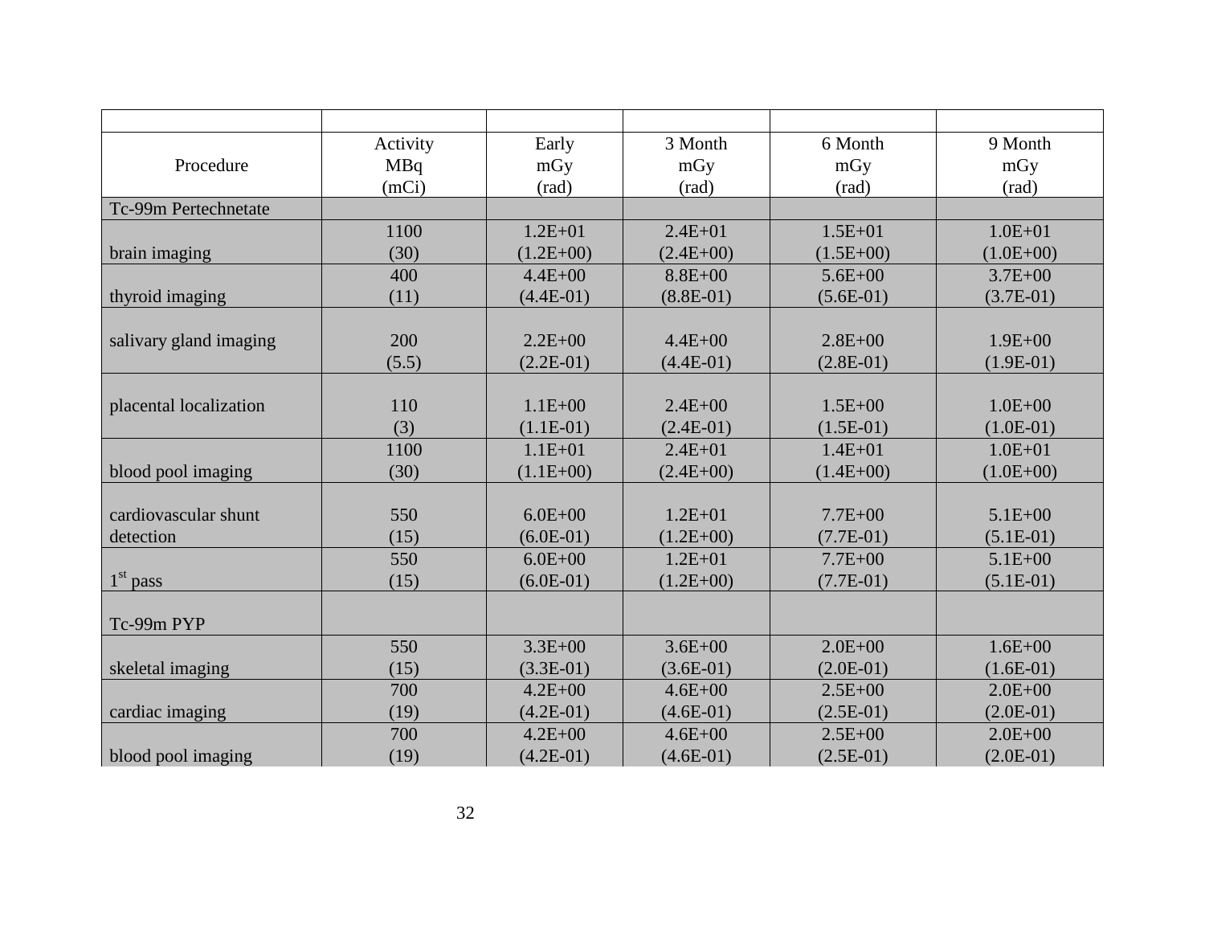| Procedure | Activity MBq (mCi) | Early mGy (rad) | 3 Month mGy (rad) | 6 Month mGy (rad) | 9 Month mGy (rad) |
|---|---|---|---|---|---|
| Tc-99m Pertechnetate | | | | | |
| brain imaging | 1100 (30) | 1.2E+01 (1.2E+00) | 2.4E+01 (2.4E+00) | 1.5E+01 (1.5E+00) | 1.0E+01 (1.0E+00) |
| thyroid imaging | 400 (11) | 4.4E+00 (4.4E-01) | 8.8E+00 (8.8E-01) | 5.6E+00 (5.6E-01) | 3.7E+00 (3.7E-01) |
| salivary gland imaging | 200 (5.5) | 2.2E+00 (2.2E-01) | 4.4E+00 (4.4E-01) | 2.8E+00 (2.8E-01) | 1.9E+00 (1.9E-01) |
| placental localization | 110 (3) | 1.1E+00 (1.1E-01) | 2.4E+00 (2.4E-01) | 1.5E+00 (1.5E-01) | 1.0E+00 (1.0E-01) |
| blood pool imaging | 1100 (30) | 1.1E+01 (1.1E+00) | 2.4E+01 (2.4E+00) | 1.4E+01 (1.4E+00) | 1.0E+01 (1.0E+00) |
| cardiovascular shunt detection | 550 (15) | 6.0E+00 (6.0E-01) | 1.2E+01 (1.2E+00) | 7.7E+00 (7.7E-01) | 5.1E+00 (5.1E-01) |
| 1st pass | 550 (15) | 6.0E+00 (6.0E-01) | 1.2E+01 (1.2E+00) | 7.7E+00 (7.7E-01) | 5.1E+00 (5.1E-01) |
| Tc-99m PYP | | | | | |
| skeletal imaging | 550 (15) | 3.3E+00 (3.3E-01) | 3.6E+00 (3.6E-01) | 2.0E+00 (2.0E-01) | 1.6E+00 (1.6E-01) |
| cardiac imaging | 700 (19) | 4.2E+00 (4.2E-01) | 4.6E+00 (4.6E-01) | 2.5E+00 (2.5E-01) | 2.0E+00 (2.0E-01) |
| blood pool imaging | 700 (19) | 4.2E+00 (4.2E-01) | 4.6E+00 (4.6E-01) | 2.5E+00 (2.5E-01) | 2.0E+00 (2.0E-01) |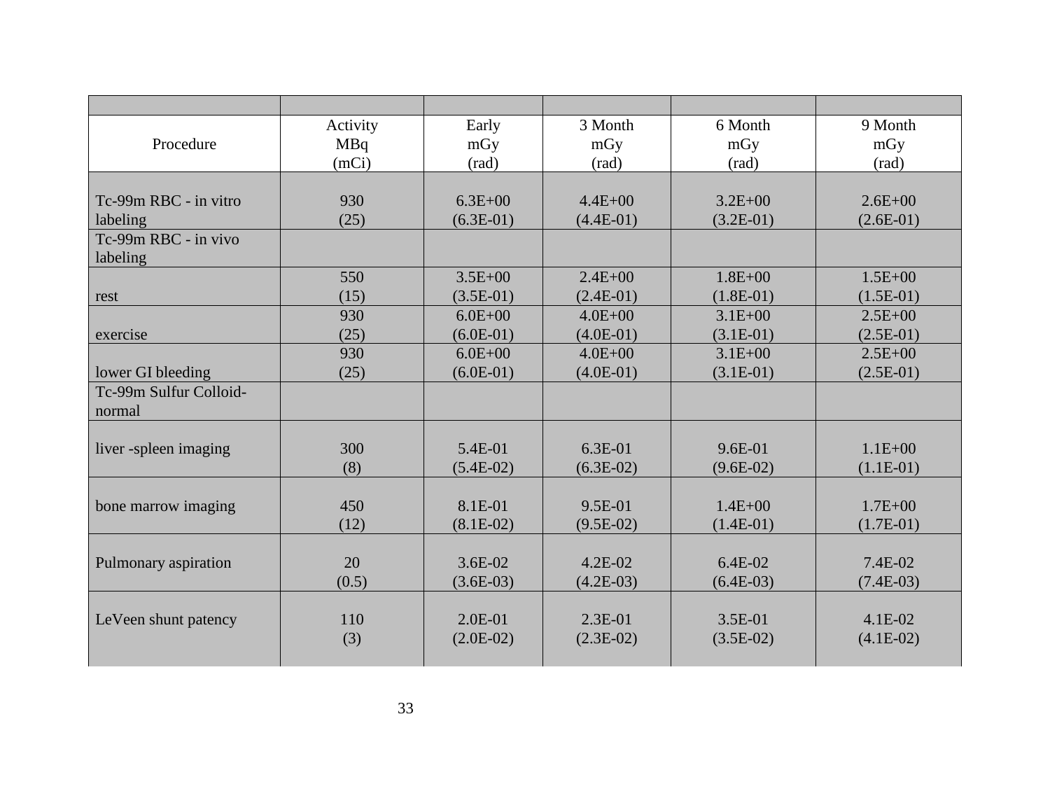| | | | | | |
|---|---|---|---|---|---|
| Procedure | Activity MBq (mCi) | Early mGy (rad) | 3 Month mGy (rad) | 6 Month mGy (rad) | 9 Month mGy (rad) |
| Tc-99m RBC - in vitro labeling | 930 (25) | 6.3E+00 (6.3E-01) | 4.4E+00 (4.4E-01) | 3.2E+00 (3.2E-01) | 2.6E+00 (2.6E-01) |
| Tc-99m RBC - in vivo labeling | | | | | |
| rest | 550 (15) | 3.5E+00 (3.5E-01) | 2.4E+00 (2.4E-01) | 1.8E+00 (1.8E-01) | 1.5E+00 (1.5E-01) |
| exercise | 930 (25) | 6.0E+00 (6.0E-01) | 4.0E+00 (4.0E-01) | 3.1E+00 (3.1E-01) | 2.5E+00 (2.5E-01) |
| lower GI bleeding | 930 (25) | 6.0E+00 (6.0E-01) | 4.0E+00 (4.0E-01) | 3.1E+00 (3.1E-01) | 2.5E+00 (2.5E-01) |
| Tc-99m Sulfur Colloid-normal | | | | | |
| liver -spleen imaging | 300 (8) | 5.4E-01 (5.4E-02) | 6.3E-01 (6.3E-02) | 9.6E-01 (9.6E-02) | 1.1E+00 (1.1E-01) |
| bone marrow imaging | 450 (12) | 8.1E-01 (8.1E-02) | 9.5E-01 (9.5E-02) | 1.4E+00 (1.4E-01) | 1.7E+00 (1.7E-01) |
| Pulmonary aspiration | 20 (0.5) | 3.6E-02 (3.6E-03) | 4.2E-02 (4.2E-03) | 6.4E-02 (6.4E-03) | 7.4E-02 (7.4E-03) |
| LeVeen shunt patency | 110 (3) | 2.0E-01 (2.0E-02) | 2.3E-01 (2.3E-02) | 3.5E-01 (3.5E-02) | 4.1E-02 (4.1E-02) |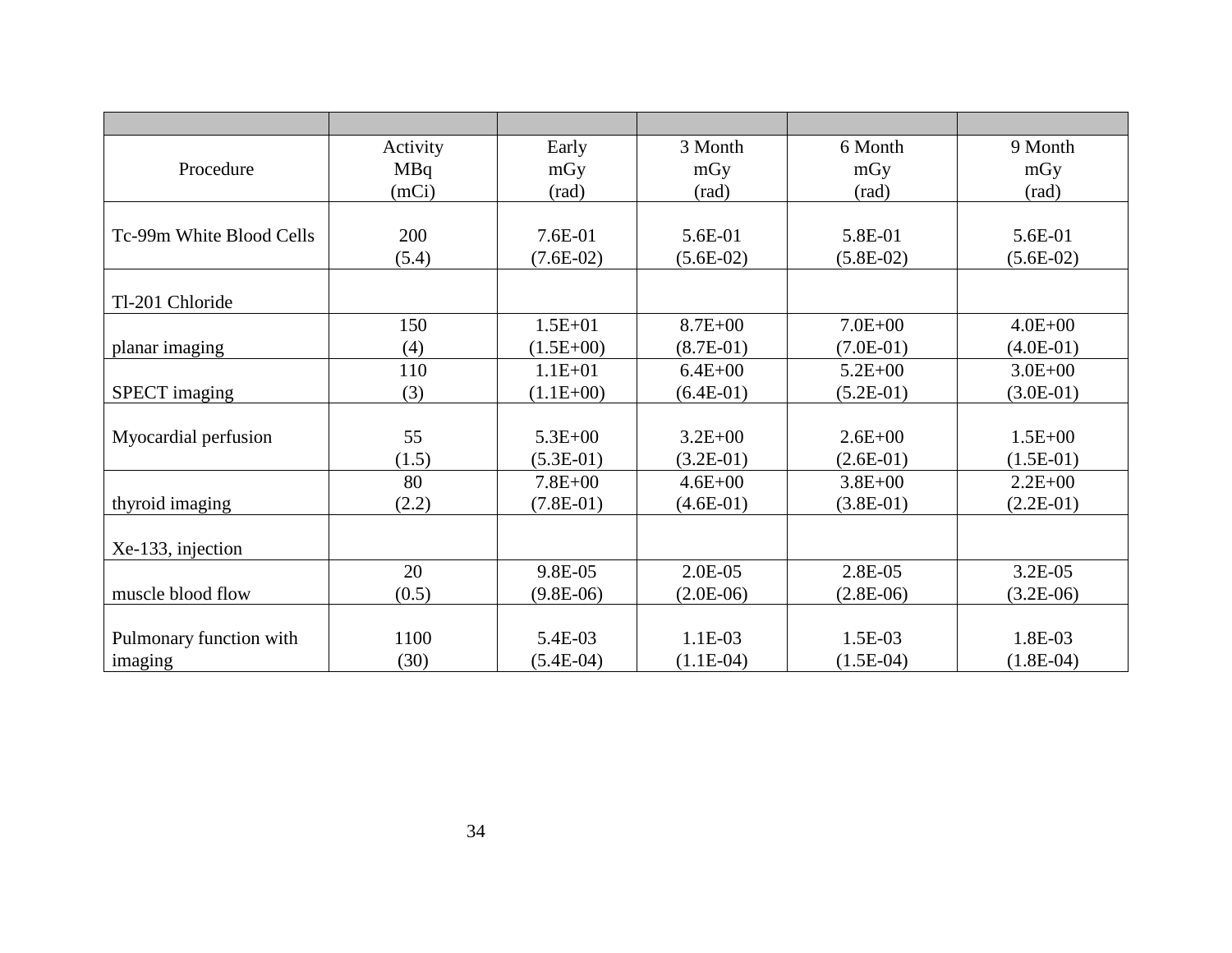| | | | | | |
|---|---|---|---|---|---|
| Procedure | Activity MBq (mCi) | Early mGy (rad) | 3 Month mGy (rad) | 6 Month mGy (rad) | 9 Month mGy (rad) |
| Tc-99m White Blood Cells | 200 (5.4) | 7.6E-01 (7.6E-02) | 5.6E-01 (5.6E-02) | 5.8E-01 (5.8E-02) | 5.6E-01 (5.6E-02) |
| Tl-201 Chloride | | | | | |
| planar imaging | 150 (4) | 1.5E+01 (1.5E+00) | 8.7E+00 (8.7E-01) | 7.0E+00 (7.0E-01) | 4.0E+00 (4.0E-01) |
| SPECT imaging | 110 (3) | 1.1E+01 (1.1E+00) | 6.4E+00 (6.4E-01) | 5.2E+00 (5.2E-01) | 3.0E+00 (3.0E-01) |
| Myocardial perfusion | 55 (1.5) | 5.3E+00 (5.3E-01) | 3.2E+00 (3.2E-01) | 2.6E+00 (2.6E-01) | 1.5E+00 (1.5E-01) |
| thyroid imaging | 80 (2.2) | 7.8E+00 (7.8E-01) | 4.6E+00 (4.6E-01) | 3.8E+00 (3.8E-01) | 2.2E+00 (2.2E-01) |
| Xe-133, injection | | | | | |
| muscle blood flow | 20 (0.5) | 9.8E-05 (9.8E-06) | 2.0E-05 (2.0E-06) | 2.8E-05 (2.8E-06) | 3.2E-05 (3.2E-06) |
| Pulmonary function with imaging | 1100 (30) | 5.4E-03 (5.4E-04) | 1.1E-03 (1.1E-04) | 1.5E-03 (1.5E-04) | 1.8E-03 (1.8E-04) |